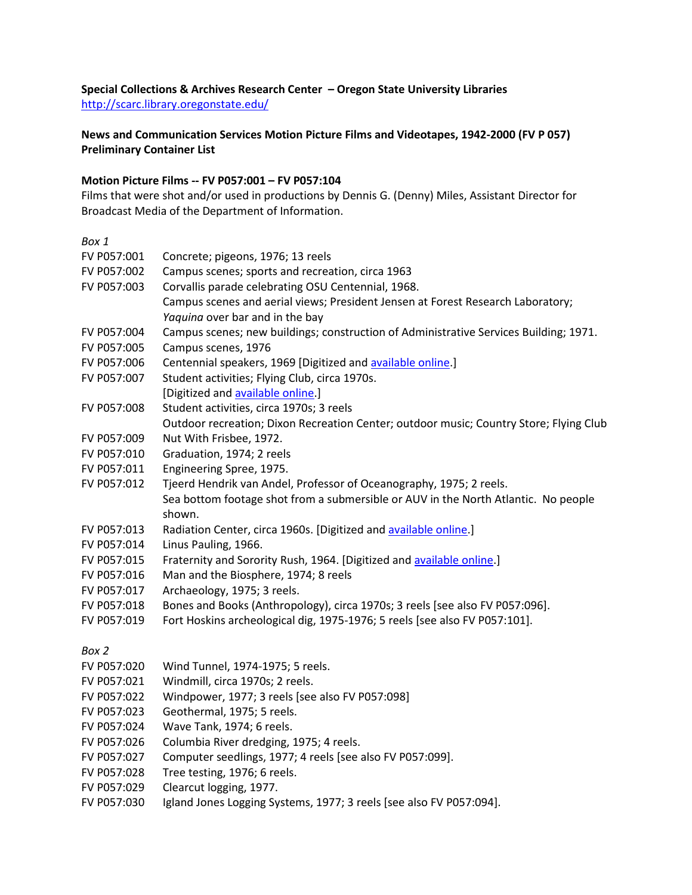**Special Collections & Archives Research Center – Oregon State University Libraries**
http://scarc.library.oregonstate.edu/

**News and Communication Services Motion Picture Films and Videotapes, 1942-2000 (FV P 057)**
**Preliminary Container List**

**Motion Picture Films -- FV P057:001 – FV P057:104**
Films that were shot and/or used in productions by Dennis G. (Denny) Miles, Assistant Director for Broadcast Media of the Department of Information.

*Box 1*

| | |
|---|---|
| FV P057:001 | Concrete; pigeons, 1976; 13 reels |
| FV P057:002 | Campus scenes; sports and recreation, circa 1963 |
| FV P057:003 | Corvallis parade celebrating OSU Centennial, 1968. Campus scenes and aerial views; President Jensen at Forest Research Laboratory; *Yaquina* over bar and in the bay |
| FV P057:004 | Campus scenes; new buildings; construction of Administrative Services Building; 1971. |
| FV P057:005 | Campus scenes, 1976 |
| FV P057:006 | Centennial speakers, 1969 [Digitized and available online.] |
| FV P057:007 | Student activities; Flying Club, circa 1970s. [Digitized and available online.] |
| FV P057:008 | Student activities, circa 1970s; 3 reels. Outdoor recreation; Dixon Recreation Center; outdoor music; Country Store; Flying Club |
| FV P057:009 | Nut With Frisbee, 1972. |
| FV P057:010 | Graduation, 1974; 2 reels |
| FV P057:011 | Engineering Spree, 1975. |
| FV P057:012 | Tjeerd Hendrik van Andel, Professor of Oceanography, 1975; 2 reels. Sea bottom footage shot from a submersible or AUV in the North Atlantic. No people shown. |
| FV P057:013 | Radiation Center, circa 1960s. [Digitized and available online.] |
| FV P057:014 | Linus Pauling, 1966. |
| FV P057:015 | Fraternity and Sorority Rush, 1964. [Digitized and available online.] |
| FV P057:016 | Man and the Biosphere, 1974; 8 reels |
| FV P057:017 | Archaeology, 1975; 3 reels. |
| FV P057:018 | Bones and Books (Anthropology), circa 1970s; 3 reels [see also FV P057:096]. |
| FV P057:019 | Fort Hoskins archeological dig, 1975-1976; 5 reels [see also FV P057:101]. |

*Box 2*

| | |
|---|---|
| FV P057:020 | Wind Tunnel, 1974-1975; 5 reels. |
| FV P057:021 | Windmill, circa 1970s; 2 reels. |
| FV P057:022 | Windpower, 1977; 3 reels [see also FV P057:098] |
| FV P057:023 | Geothermal, 1975; 5 reels. |
| FV P057:024 | Wave Tank, 1974; 6 reels. |
| FV P057:026 | Columbia River dredging, 1975; 4 reels. |
| FV P057:027 | Computer seedlings, 1977; 4 reels [see also FV P057:099]. |
| FV P057:028 | Tree testing, 1976; 6 reels. |
| FV P057:029 | Clearcut logging, 1977. |
| FV P057:030 | Igland Jones Logging Systems, 1977; 3 reels [see also FV P057:094]. |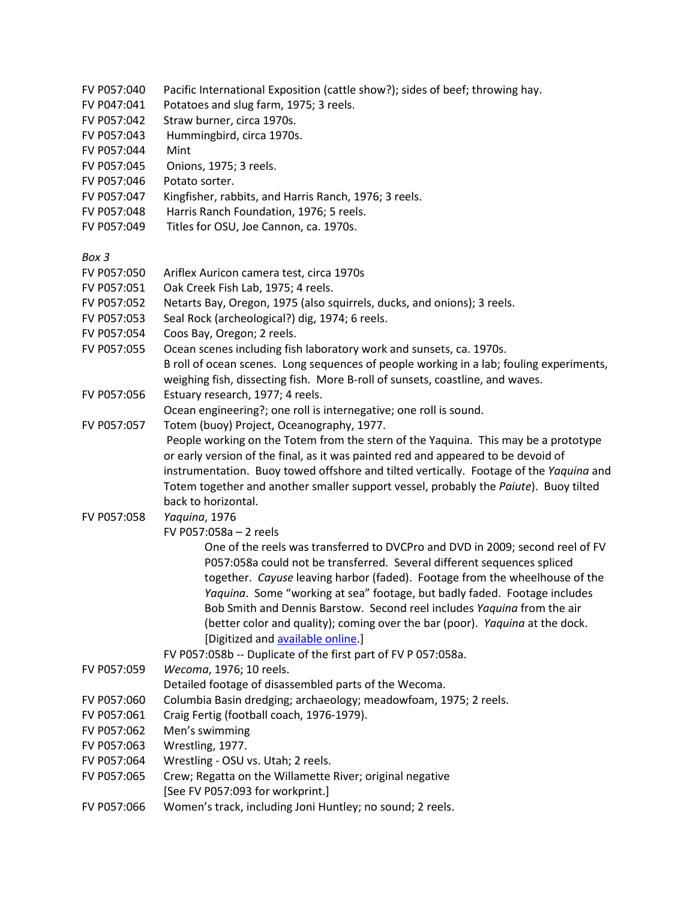FV P057:040 Pacific International Exposition (cattle show?); sides of beef; throwing hay.
FV P047:041 Potatoes and slug farm, 1975; 3 reels.
FV P057:042 Straw burner, circa 1970s.
FV P057:043 Hummingbird, circa 1970s.
FV P057:044 Mint
FV P057:045 Onions, 1975; 3 reels.
FV P057:046 Potato sorter.
FV P057:047 Kingfisher, rabbits, and Harris Ranch, 1976; 3 reels.
FV P057:048 Harris Ranch Foundation, 1976; 5 reels.
FV P057:049 Titles for OSU, Joe Cannon, ca. 1970s.

*Box 3*

FV P057:050 Ariflex Auricon camera test, circa 1970s
FV P057:051 Oak Creek Fish Lab, 1975; 4 reels.
FV P057:052 Netarts Bay, Oregon, 1975 (also squirrels, ducks, and onions); 3 reels.
FV P057:053 Seal Rock (archeological?) dig, 1974; 6 reels.
FV P057:054 Coos Bay, Oregon; 2 reels.
FV P057:055 Ocean scenes including fish laboratory work and sunsets, ca. 1970s.
B roll of ocean scenes. Long sequences of people working in a lab; fouling experiments, weighing fish, dissecting fish. More B-roll of sunsets, coastline, and waves.
FV P057:056 Estuary research, 1977; 4 reels.
Ocean engineering?; one roll is internegative; one roll is sound.
FV P057:057 Totem (buoy) Project, Oceanography, 1977.
People working on the Totem from the stern of the Yaquina. This may be a prototype or early version of the final, as it was painted red and appeared to be devoid of instrumentation. Buoy towed offshore and tilted vertically. Footage of the *Yaquina* and Totem together and another smaller support vessel, probably the *Paiute*). Buoy tilted back to horizontal.
FV P057:058 *Yaquina*, 1976
FV P057:058a – 2 reels
One of the reels was transferred to DVCPro and DVD in 2009; second reel of FV P057:058a could not be transferred. Several different sequences spliced together. *Cayuse* leaving harbor (faded). Footage from the wheelhouse of the *Yaquina*. Some "working at sea" footage, but badly faded. Footage includes Bob Smith and Dennis Barstow. Second reel includes *Yaquina* from the air (better color and quality); coming over the bar (poor). *Yaquina* at the dock. [Digitized and available online.]
FV P057:058b -- Duplicate of the first part of FV P 057:058a.
FV P057:059 *Wecoma*, 1976; 10 reels.
Detailed footage of disassembled parts of the Wecoma.
FV P057:060 Columbia Basin dredging; archaeology; meadowfoam, 1975; 2 reels.
FV P057:061 Craig Fertig (football coach, 1976-1979).
FV P057:062 Men's swimming
FV P057:063 Wrestling, 1977.
FV P057:064 Wrestling - OSU vs. Utah; 2 reels.
FV P057:065 Crew; Regatta on the Willamette River; original negative
[See FV P057:093 for workprint.]
FV P057:066 Women's track, including Joni Huntley; no sound; 2 reels.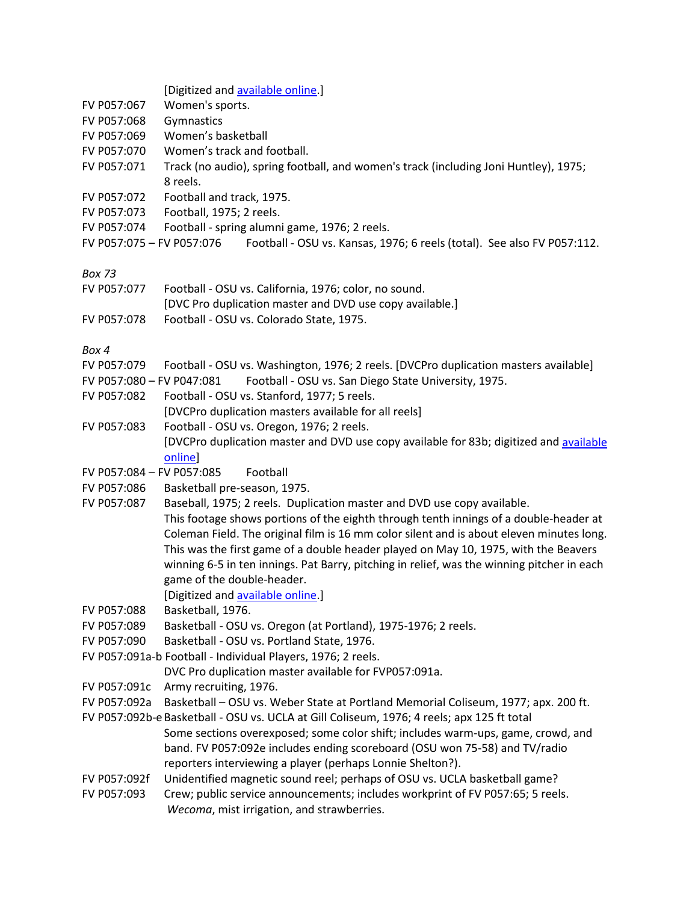[Digitized and available online.]

FV P057:067 Women's sports.

FV P057:068 Gymnastics

FV P057:069 Women's basketball

FV P057:070 Women's track and football.

FV P057:071 Track (no audio), spring football, and women's track (including Joni Huntley), 1975; 8 reels.

FV P057:072 Football and track, 1975.

FV P057:073 Football, 1975; 2 reels.

FV P057:074 Football - spring alumni game, 1976; 2 reels.

FV P057:075 – FV P057:076 Football - OSU vs. Kansas, 1976; 6 reels (total). See also FV P057:112.

*Box 73*

FV P057:077 Football - OSU vs. California, 1976; color, no sound.
[DVC Pro duplication master and DVD use copy available.]

FV P057:078 Football - OSU vs. Colorado State, 1975.

*Box 4*

FV P057:079 Football - OSU vs. Washington, 1976; 2 reels. [DVCPro duplication masters available]

FV P057:080 – FV P047:081 Football - OSU vs. San Diego State University, 1975.

FV P057:082 Football - OSU vs. Stanford, 1977; 5 reels.
[DVCPro duplication masters available for all reels]

FV P057:083 Football - OSU vs. Oregon, 1976; 2 reels.
[DVCPro duplication master and DVD use copy available for 83b; digitized and available online]

FV P057:084 – FV P057:085 Football

FV P057:086 Basketball pre-season, 1975.

FV P057:087 Baseball, 1975; 2 reels. Duplication master and DVD use copy available.
This footage shows portions of the eighth through tenth innings of a double-header at Coleman Field. The original film is 16 mm color silent and is about eleven minutes long. This was the first game of a double header played on May 10, 1975, with the Beavers winning 6-5 in ten innings. Pat Barry, pitching in relief, was the winning pitcher in each game of the double-header.
[Digitized and available online.]

FV P057:088 Basketball, 1976.

FV P057:089 Basketball - OSU vs. Oregon (at Portland), 1975-1976; 2 reels.

FV P057:090 Basketball - OSU vs. Portland State, 1976.

FV P057:091a-b Football - Individual Players, 1976; 2 reels.
DVC Pro duplication master available for FVP057:091a.

FV P057:091c Army recruiting, 1976.

FV P057:092a Basketball – OSU vs. Weber State at Portland Memorial Coliseum, 1977; apx. 200 ft.

FV P057:092b-e Basketball - OSU vs. UCLA at Gill Coliseum, 1976; 4 reels; apx 125 ft total
Some sections overexposed; some color shift; includes warm-ups, game, crowd, and band. FV P057:092e includes ending scoreboard (OSU won 75-58) and TV/radio reporters interviewing a player (perhaps Lonnie Shelton?).

FV P057:092f Unidentified magnetic sound reel; perhaps of OSU vs. UCLA basketball game?

FV P057:093 Crew; public service announcements; includes workprint of FV P057:65; 5 reels.
*Wecoma*, mist irrigation, and strawberries.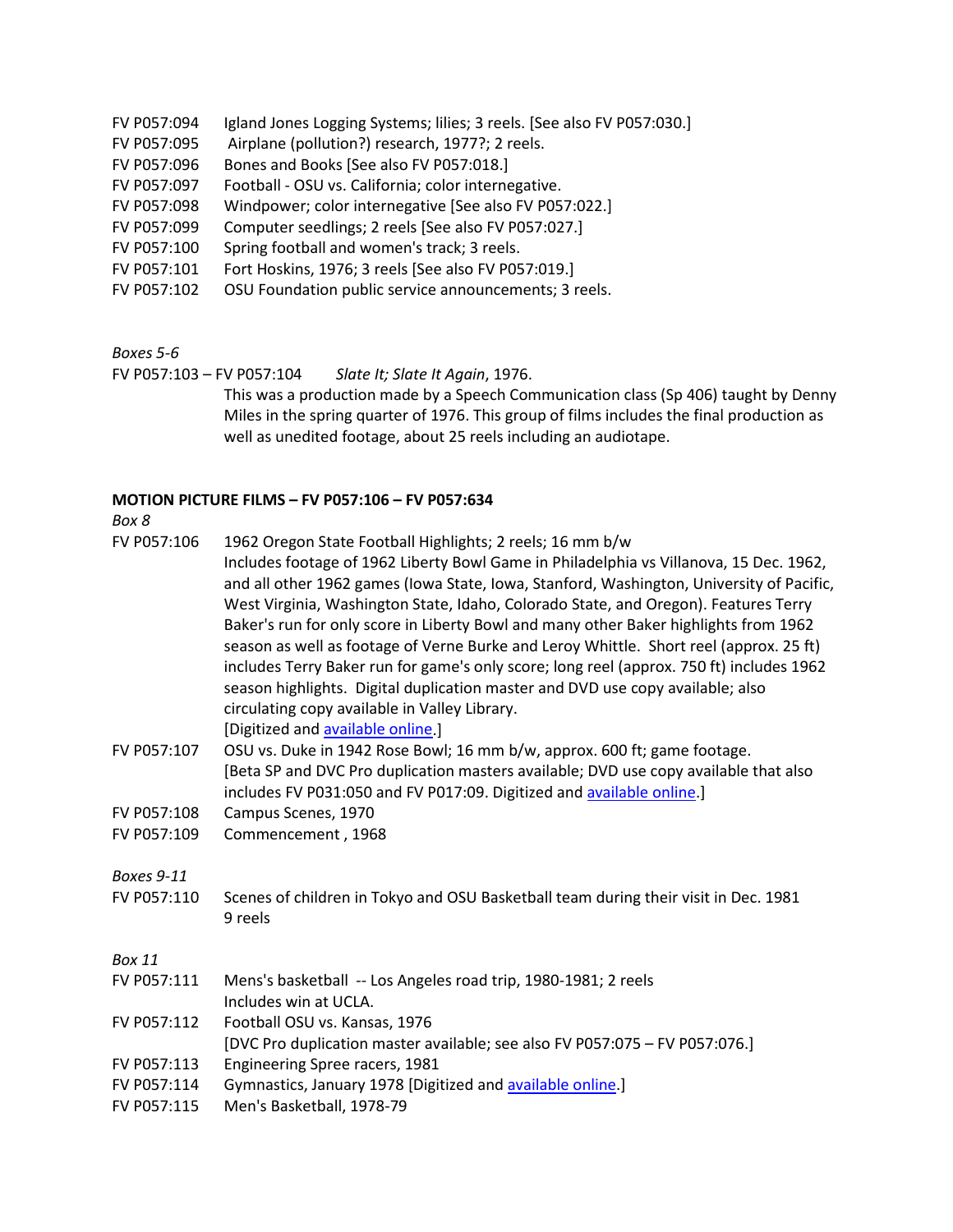FV P057:094 Igland Jones Logging Systems; lilies; 3 reels. [See also FV P057:030.]

FV P057:095 Airplane (pollution?) research, 1977?; 2 reels.

FV P057:096 Bones and Books [See also FV P057:018.]

FV P057:097 Football - OSU vs. California; color internegative.

FV P057:098 Windpower; color internegative [See also FV P057:022.]

FV P057:099 Computer seedlings; 2 reels [See also FV P057:027.]

FV P057:100 Spring football and women's track; 3 reels.

FV P057:101 Fort Hoskins, 1976; 3 reels [See also FV P057:019.]

FV P057:102 OSU Foundation public service announcements; 3 reels.

*Boxes 5-6*

FV P057:103 – FV P057:104 *Slate It; Slate It Again*, 1976.

This was a production made by a Speech Communication class (Sp 406) taught by Denny Miles in the spring quarter of 1976. This group of films includes the final production as well as unedited footage, about 25 reels including an audiotape.

**MOTION PICTURE FILMS – FV P057:106 – FV P057:634**

*Box 8*

FV P057:106 1962 Oregon State Football Highlights; 2 reels; 16 mm b/w

Includes footage of 1962 Liberty Bowl Game in Philadelphia vs Villanova, 15 Dec. 1962, and all other 1962 games (Iowa State, Iowa, Stanford, Washington, University of Pacific, West Virginia, Washington State, Idaho, Colorado State, and Oregon). Features Terry Baker's run for only score in Liberty Bowl and many other Baker highlights from 1962 season as well as footage of Verne Burke and Leroy Whittle. Short reel (approx. 25 ft) includes Terry Baker run for game's only score; long reel (approx. 750 ft) includes 1962 season highlights. Digital duplication master and DVD use copy available; also circulating copy available in Valley Library.

[Digitized and available online.]

FV P057:107 OSU vs. Duke in 1942 Rose Bowl; 16 mm b/w, approx. 600 ft; game footage.

[Beta SP and DVC Pro duplication masters available; DVD use copy available that also includes FV P031:050 and FV P017:09. Digitized and available online.]

FV P057:108 Campus Scenes, 1970

FV P057:109 Commencement , 1968

*Boxes 9-11*

FV P057:110 Scenes of children in Tokyo and OSU Basketball team during their visit in Dec. 1981

9 reels

*Box 11*

FV P057:111 Mens's basketball -- Los Angeles road trip, 1980-1981; 2 reels

Includes win at UCLA.

FV P057:112 Football OSU vs. Kansas, 1976

[DVC Pro duplication master available; see also FV P057:075 – FV P057:076.]

FV P057:113 Engineering Spree racers, 1981

FV P057:114 Gymnastics, January 1978 [Digitized and available online.]

FV P057:115 Men's Basketball, 1978-79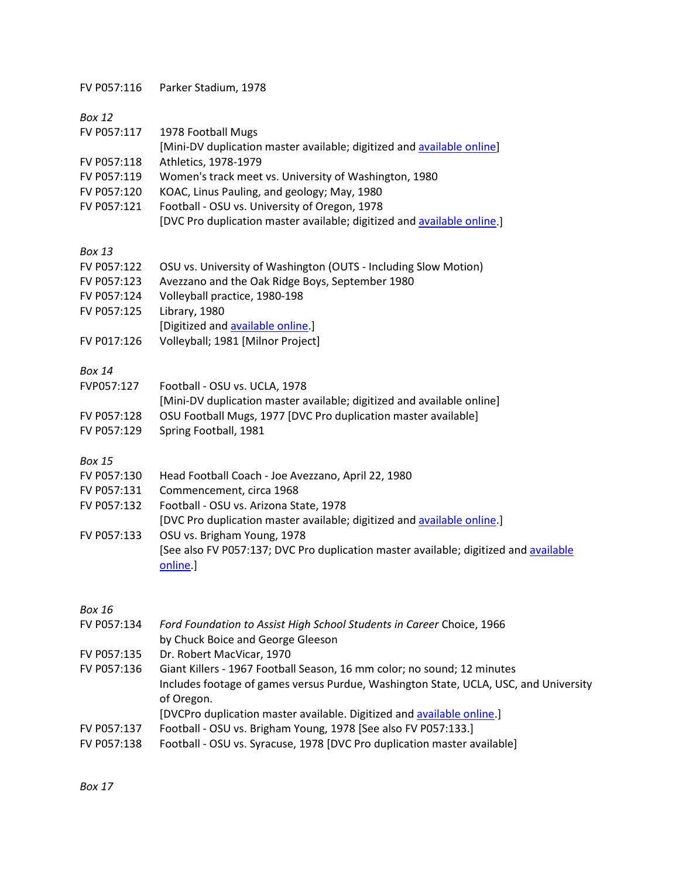FV P057:116 Parker Stadium, 1978

*Box 12*

FV P057:117 1978 Football Mugs
[Mini-DV duplication master available; digitized and available online]

FV P057:118 Athletics, 1978-1979

FV P057:119 Women's track meet vs. University of Washington, 1980

FV P057:120 KOAC, Linus Pauling, and geology; May, 1980

FV P057:121 Football - OSU vs. University of Oregon, 1978
[DVC Pro duplication master available; digitized and available online.]

*Box 13*

FV P057:122 OSU vs. University of Washington (OUTS - Including Slow Motion)

FV P057:123 Avezzano and the Oak Ridge Boys, September 1980

FV P057:124 Volleyball practice, 1980-198

FV P057:125 Library, 1980
[Digitized and available online.]

FV P017:126 Volleyball; 1981 [Milnor Project]

*Box 14*

FVP057:127 Football - OSU vs. UCLA, 1978
[Mini-DV duplication master available; digitized and available online]

FV P057:128 OSU Football Mugs, 1977 [DVC Pro duplication master available]

FV P057:129 Spring Football, 1981

*Box 15*

FV P057:130 Head Football Coach - Joe Avezzano, April 22, 1980

FV P057:131 Commencement, circa 1968

FV P057:132 Football - OSU vs. Arizona State, 1978
[DVC Pro duplication master available; digitized and available online.]

FV P057:133 OSU vs. Brigham Young, 1978
[See also FV P057:137; DVC Pro duplication master available; digitized and available online.]

*Box 16*

FV P057:134 *Ford Foundation to Assist High School Students in Career* Choice, 1966
by Chuck Boice and George Gleeson

FV P057:135 Dr. Robert MacVicar, 1970

FV P057:136 Giant Killers - 1967 Football Season, 16 mm color; no sound; 12 minutes
Includes footage of games versus Purdue, Washington State, UCLA, USC, and University of Oregon.
[DVCPro duplication master available. Digitized and available online.]

FV P057:137 Football - OSU vs. Brigham Young, 1978 [See also FV P057:133.]

FV P057:138 Football - OSU vs. Syracuse, 1978 [DVC Pro duplication master available]

*Box 17*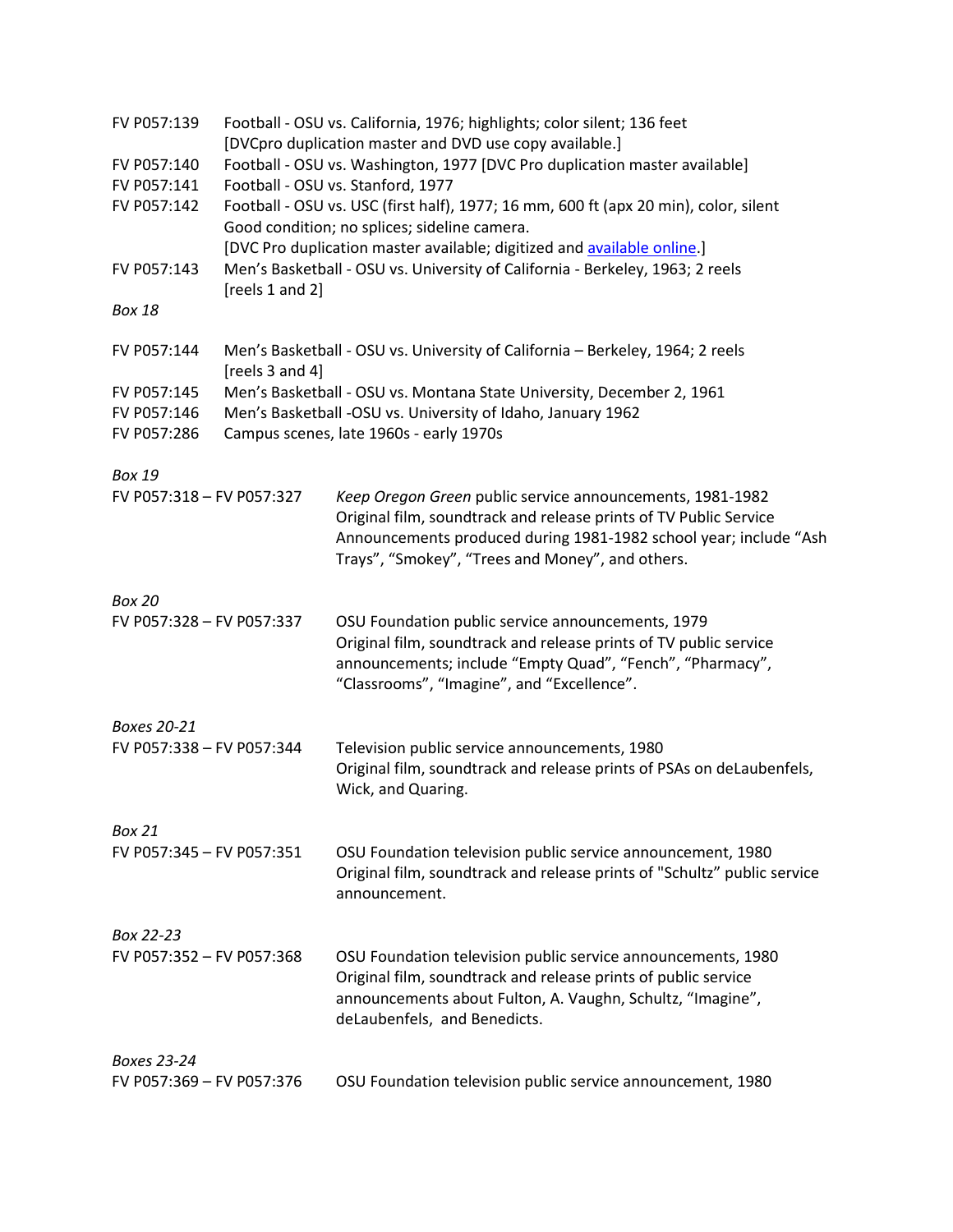FV P057:139 Football - OSU vs. California, 1976; highlights; color silent; 136 feet
[DVCpro duplication master and DVD use copy available.]

FV P057:140 Football - OSU vs. Washington, 1977 [DVC Pro duplication master available]

FV P057:141 Football - OSU vs. Stanford, 1977

FV P057:142 Football - OSU vs. USC (first half), 1977; 16 mm, 600 ft (apx 20 min), color, silent
Good condition; no splices; sideline camera.
[DVC Pro duplication master available; digitized and available online.]

FV P057:143 Men's Basketball - OSU vs. University of California - Berkeley, 1963; 2 reels
[reels 1 and 2]

*Box 18*

FV P057:144 Men's Basketball - OSU vs. University of California – Berkeley, 1964; 2 reels
[reels 3 and 4]

FV P057:145 Men's Basketball - OSU vs. Montana State University, December 2, 1961

FV P057:146 Men's Basketball -OSU vs. University of Idaho, January 1962

FV P057:286 Campus scenes, late 1960s - early 1970s

*Box 19*

FV P057:318 – FV P057:327 *Keep Oregon Green* public service announcements, 1981-1982
Original film, soundtrack and release prints of TV Public Service Announcements produced during 1981-1982 school year; include "Ash Trays", "Smokey", "Trees and Money", and others.

*Box 20*

FV P057:328 – FV P057:337 OSU Foundation public service announcements, 1979
Original film, soundtrack and release prints of TV public service announcements; include "Empty Quad", "Fench", "Pharmacy", "Classrooms", "Imagine", and "Excellence".

*Boxes 20-21*

FV P057:338 – FV P057:344 Television public service announcements, 1980
Original film, soundtrack and release prints of PSAs on deLaubenfels, Wick, and Quaring.

*Box 21*

FV P057:345 – FV P057:351 OSU Foundation television public service announcement, 1980
Original film, soundtrack and release prints of "Schultz" public service announcement.

*Box 22-23*

FV P057:352 – FV P057:368 OSU Foundation television public service announcements, 1980
Original film, soundtrack and release prints of public service announcements about Fulton, A. Vaughn, Schultz, "Imagine", deLaubenfels, and Benedicts.

*Boxes 23-24*

FV P057:369 – FV P057:376 OSU Foundation television public service announcement, 1980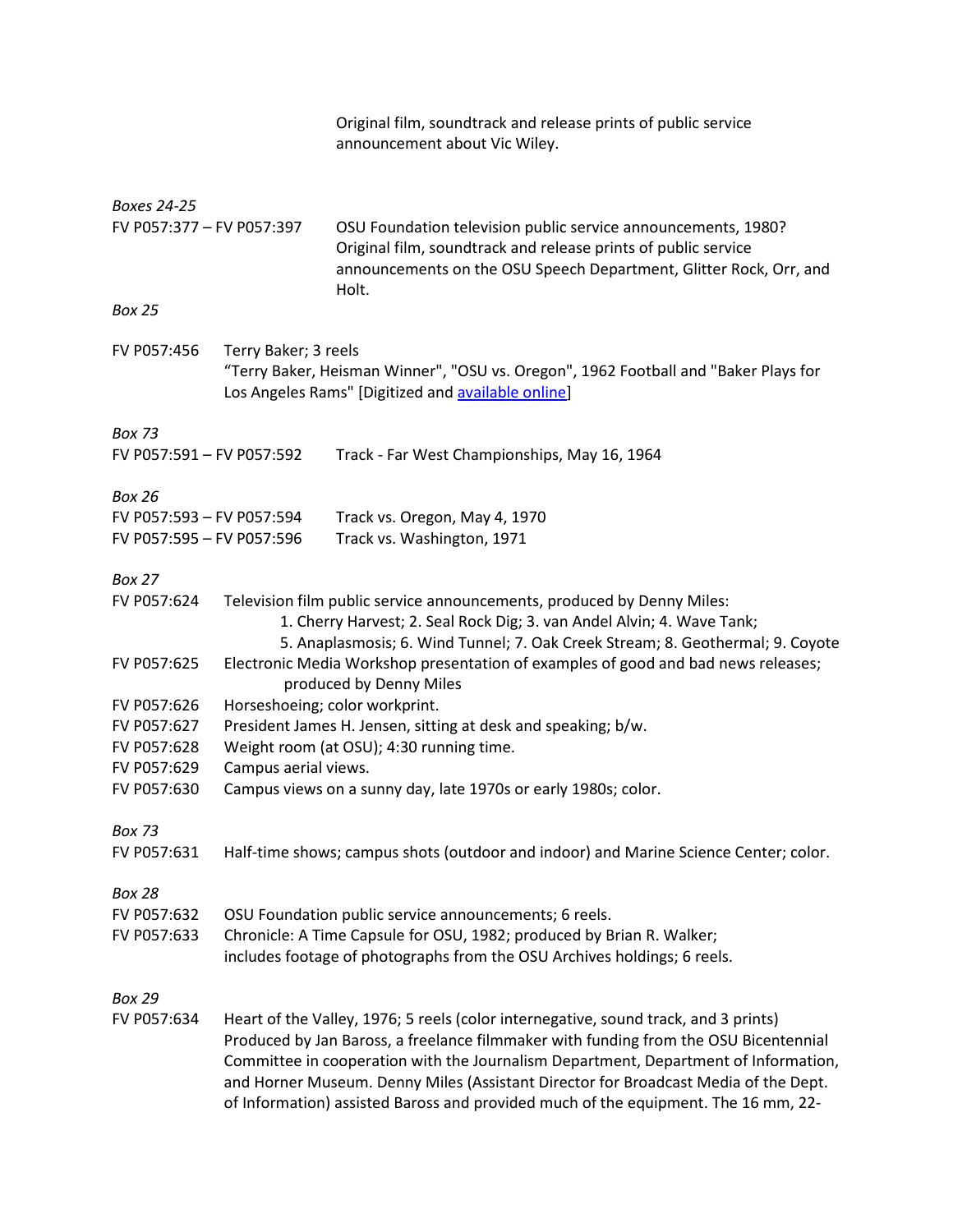Original film, soundtrack and release prints of public service announcement about Vic Wiley.

*Boxes 24-25*

FV P057:377 – FV P057:397 OSU Foundation television public service announcements, 1980? Original film, soundtrack and release prints of public service announcements on the OSU Speech Department, Glitter Rock, Orr, and Holt.

*Box 25*

FV P057:456 Terry Baker; 3 reels
"Terry Baker, Heisman Winner", "OSU vs. Oregon", 1962 Football and "Baker Plays for Los Angeles Rams" [Digitized and available online]

*Box 73*

FV P057:591 – FV P057:592 Track - Far West Championships, May 16, 1964

*Box 26*

FV P057:593 – FV P057:594 Track vs. Oregon, May 4, 1970

FV P057:595 – FV P057:596 Track vs. Washington, 1971

*Box 27*

FV P057:624 Television film public service announcements, produced by Denny Miles:
1. Cherry Harvest; 2. Seal Rock Dig; 3. van Andel Alvin; 4. Wave Tank;
5. Anaplasmosis; 6. Wind Tunnel; 7. Oak Creek Stream; 8. Geothermal; 9. Coyote

FV P057:625 Electronic Media Workshop presentation of examples of good and bad news releases; produced by Denny Miles

FV P057:626 Horseshoeing; color workprint.

FV P057:627 President James H. Jensen, sitting at desk and speaking; b/w.

FV P057:628 Weight room (at OSU); 4:30 running time.

FV P057:629 Campus aerial views.

FV P057:630 Campus views on a sunny day, late 1970s or early 1980s; color.

*Box 73*

FV P057:631 Half-time shows; campus shots (outdoor and indoor) and Marine Science Center; color.

*Box 28*

FV P057:632 OSU Foundation public service announcements; 6 reels.

FV P057:633 Chronicle: A Time Capsule for OSU, 1982; produced by Brian R. Walker; includes footage of photographs from the OSU Archives holdings; 6 reels.

*Box 29*

FV P057:634 Heart of the Valley, 1976; 5 reels (color internegative, sound track, and 3 prints) Produced by Jan Baross, a freelance filmmaker with funding from the OSU Bicentennial Committee in cooperation with the Journalism Department, Department of Information, and Horner Museum. Denny Miles (Assistant Director for Broadcast Media of the Dept. of Information) assisted Baross and provided much of the equipment. The 16 mm, 22-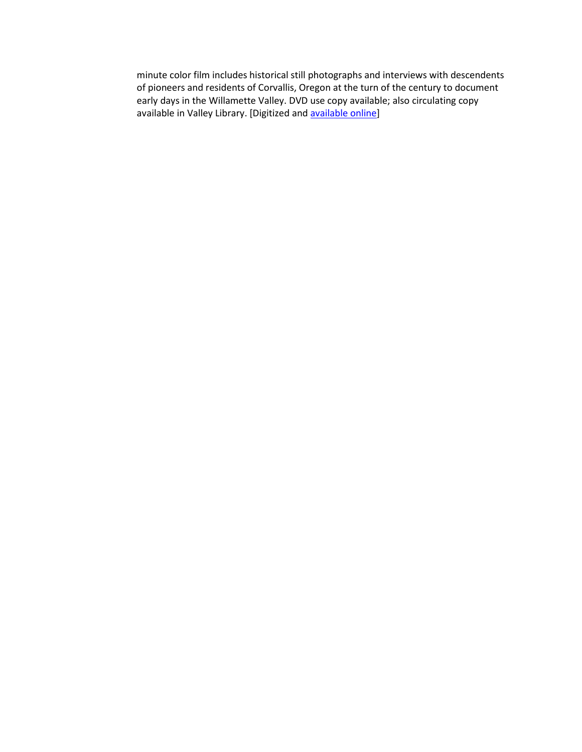minute color film includes historical still photographs and interviews with descendents of pioneers and residents of Corvallis, Oregon at the turn of the century to document early days in the Willamette Valley. DVD use copy available; also circulating copy available in Valley Library. [Digitized and available online]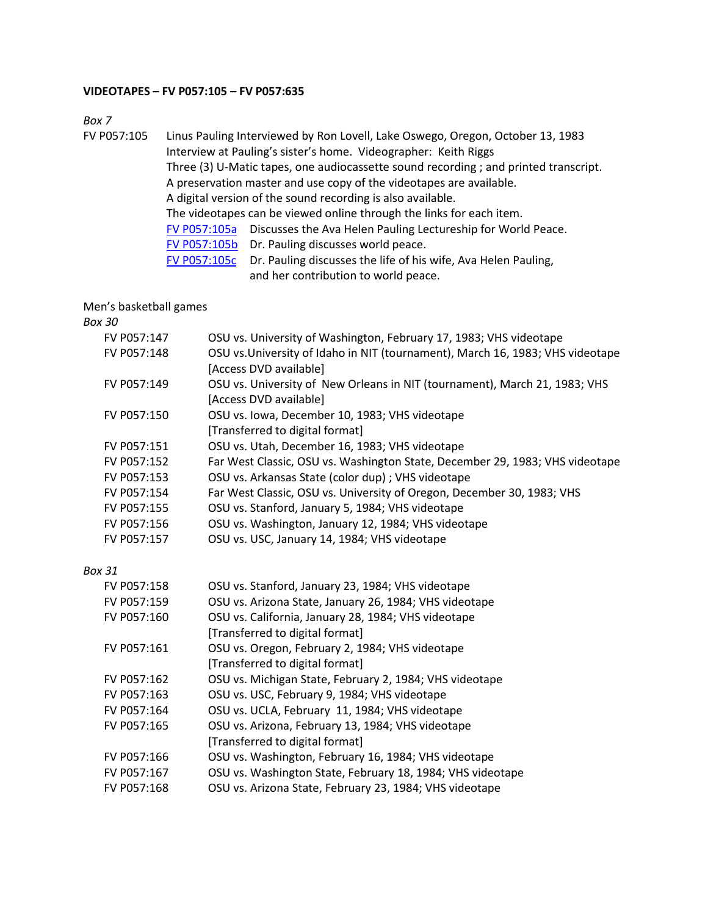**VIDEOTAPES – FV P057:105 – FV P057:635**

*Box 7*

FV P057:105 Linus Pauling Interviewed by Ron Lovell, Lake Oswego, Oregon, October 13, 1983
Interview at Pauling's sister's home. Videographer: Keith Riggs
Three (3) U-Matic tapes, one audiocassette sound recording ; and printed transcript.
A preservation master and use copy of the videotapes are available.
A digital version of the sound recording is also available.
The videotapes can be viewed online through the links for each item.

| | |
|---|---|
| FV P057:105a | Discusses the Ava Helen Pauling Lectureship for World Peace. |
| FV P057:105b | Dr. Pauling discusses world peace. |
| FV P057:105c | Dr. Pauling discusses the life of his wife, Ava Helen Pauling, and her contribution to world peace. |

Men's basketball games

*Box 30*

| | |
|---|---|
| FV P057:147 | OSU vs. University of Washington, February 17, 1983; VHS videotape |
| FV P057:148 | OSU vs.University of Idaho in NIT (tournament), March 16, 1983; VHS videotape [Access DVD available] |
| FV P057:149 | OSU vs. University of New Orleans in NIT (tournament), March 21, 1983; VHS [Access DVD available] |
| FV P057:150 | OSU vs. Iowa, December 10, 1983; VHS videotape [Transferred to digital format] |
| FV P057:151 | OSU vs. Utah, December 16, 1983; VHS videotape |
| FV P057:152 | Far West Classic, OSU vs. Washington State, December 29, 1983; VHS videotape |
| FV P057:153 | OSU vs. Arkansas State (color dup) ; VHS videotape |
| FV P057:154 | Far West Classic, OSU vs. University of Oregon, December 30, 1983; VHS |
| FV P057:155 | OSU vs. Stanford, January 5, 1984; VHS videotape |
| FV P057:156 | OSU vs. Washington, January 12, 1984; VHS videotape |
| FV P057:157 | OSU vs. USC, January 14, 1984; VHS videotape |

*Box 31*

| | |
|---|---|
| FV P057:158 | OSU vs. Stanford, January 23, 1984; VHS videotape |
| FV P057:159 | OSU vs. Arizona State, January 26, 1984; VHS videotape |
| FV P057:160 | OSU vs. California, January 28, 1984; VHS videotape [Transferred to digital format] |
| FV P057:161 | OSU vs. Oregon, February 2, 1984; VHS videotape [Transferred to digital format] |
| FV P057:162 | OSU vs. Michigan State, February 2, 1984; VHS videotape |
| FV P057:163 | OSU vs. USC, February 9, 1984; VHS videotape |
| FV P057:164 | OSU vs. UCLA, February 11, 1984; VHS videotape |
| FV P057:165 | OSU vs. Arizona, February 13, 1984; VHS videotape [Transferred to digital format] |
| FV P057:166 | OSU vs. Washington, February 16, 1984; VHS videotape |
| FV P057:167 | OSU vs. Washington State, February 18, 1984; VHS videotape |
| FV P057:168 | OSU vs. Arizona State, February 23, 1984; VHS videotape |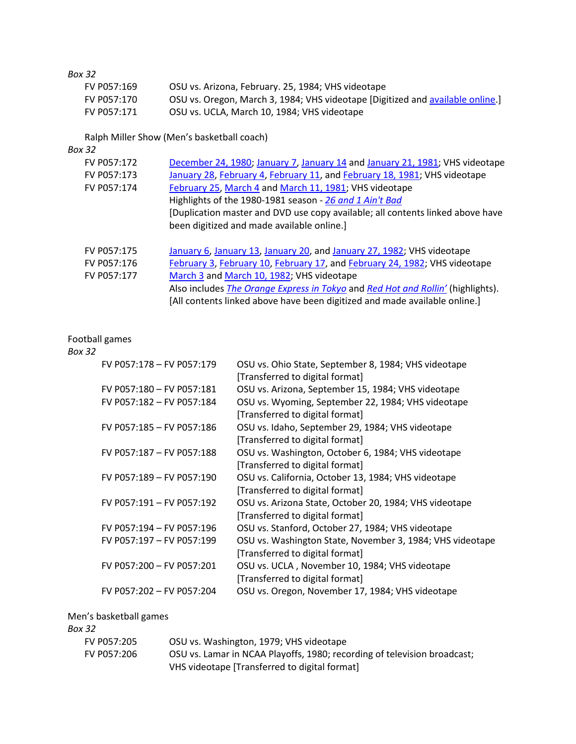*Box 32*

| | |
|---|---|
| FV P057:169 | OSU vs. Arizona, February. 25, 1984; VHS videotape |
| FV P057:170 | OSU vs. Oregon, March 3, 1984; VHS videotape [Digitized and available online.] |
| FV P057:171 | OSU vs. UCLA, March 10, 1984; VHS videotape |

Ralph Miller Show (Men's basketball coach)

*Box 32*

| | |
|---|---|
| FV P057:172 | December 24, 1980; January 7, January 14 and January 21, 1981; VHS videotape |
| FV P057:173 | January 28, February 4, February 11, and February 18, 1981; VHS videotape |
| FV P057:174 | February 25, March 4 and March 11, 1981; VHS videotape<br>Highlights of the 1980-1981 season - *26 and 1 Ain't Bad*<br>[Duplication master and DVD use copy available; all contents linked above have been digitized and made available online.] |
| FV P057:175 | January 6, January 13, January 20, and January 27, 1982; VHS videotape |
| FV P057:176 | February 3, February 10, February 17, and February 24, 1982; VHS videotape |
| FV P057:177 | March 3 and March 10, 1982; VHS videotape<br>Also includes *The Orange Express in Tokyo* and *Red Hot and Rollin'* (highlights).<br>[All contents linked above have been digitized and made available online.] |

Football games

*Box 32*

| | |
|---|---|
| FV P057:178 – FV P057:179 | OSU vs. Ohio State, September 8, 1984; VHS videotape<br>[Transferred to digital format] |
| FV P057:180 – FV P057:181 | OSU vs. Arizona, September 15, 1984; VHS videotape |
| FV P057:182 – FV P057:184 | OSU vs. Wyoming, September 22, 1984; VHS videotape<br>[Transferred to digital format] |
| FV P057:185 – FV P057:186 | OSU vs. Idaho, September 29, 1984; VHS videotape<br>[Transferred to digital format] |
| FV P057:187 – FV P057:188 | OSU vs. Washington, October 6, 1984; VHS videotape<br>[Transferred to digital format] |
| FV P057:189 – FV P057:190 | OSU vs. California, October 13, 1984; VHS videotape<br>[Transferred to digital format] |
| FV P057:191 – FV P057:192 | OSU vs. Arizona State, October 20, 1984; VHS videotape<br>[Transferred to digital format] |
| FV P057:194 – FV P057:196 | OSU vs. Stanford, October 27, 1984; VHS videotape |
| FV P057:197 – FV P057:199 | OSU vs. Washington State, November 3, 1984; VHS videotape<br>[Transferred to digital format] |
| FV P057:200 – FV P057:201 | OSU vs. UCLA , November 10, 1984; VHS videotape<br>[Transferred to digital format] |
| FV P057:202 – FV P057:204 | OSU vs. Oregon, November 17, 1984; VHS videotape |

Men's basketball games

*Box 32*

| | |
|---|---|
| FV P057:205 | OSU vs. Washington, 1979; VHS videotape |
| FV P057:206 | OSU vs. Lamar in NCAA Playoffs, 1980; recording of television broadcast; VHS videotape [Transferred to digital format] |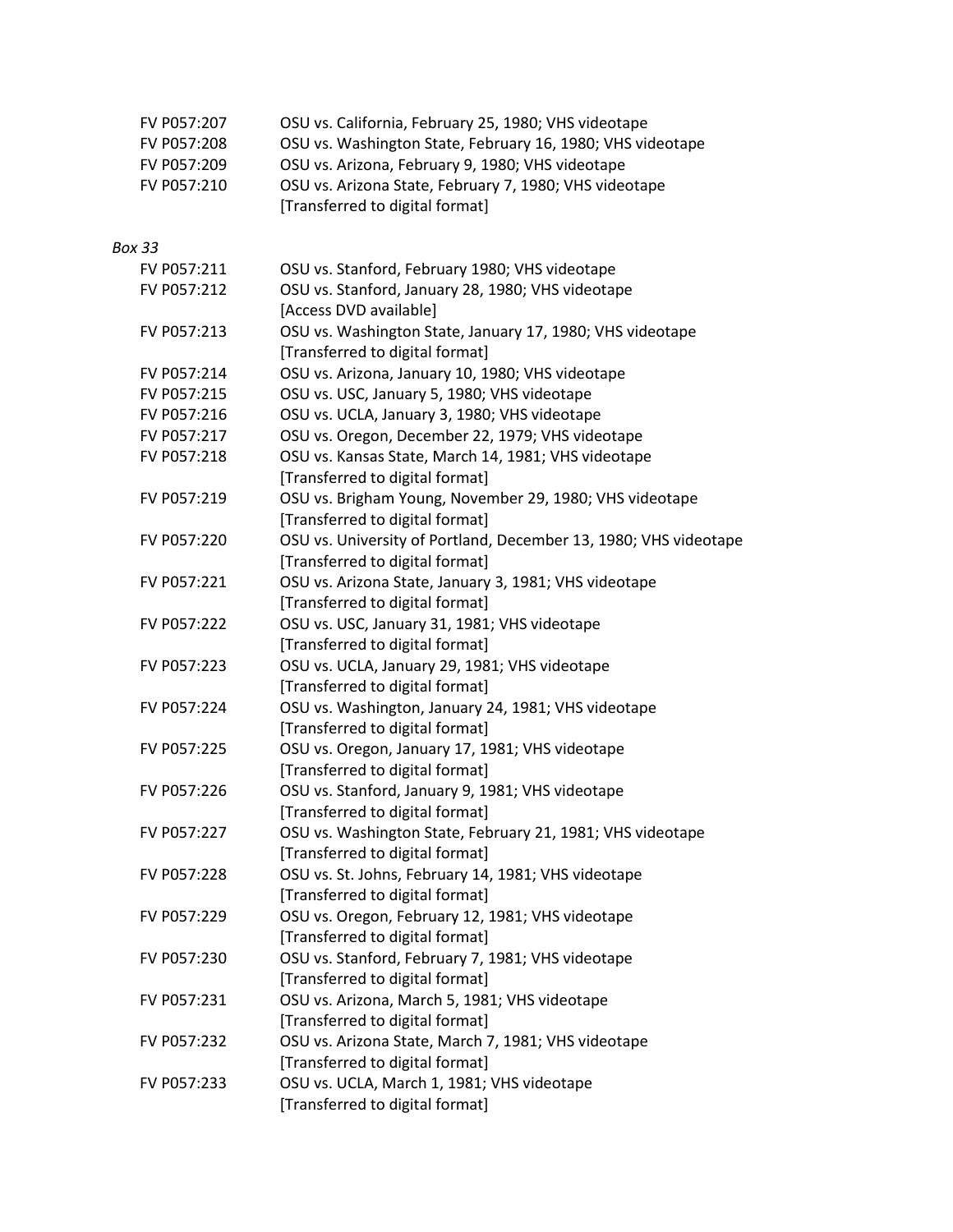FV P057:207 OSU vs. California, February 25, 1980; VHS videotape
FV P057:208 OSU vs. Washington State, February 16, 1980; VHS videotape
FV P057:209 OSU vs. Arizona, February 9, 1980; VHS videotape
FV P057:210 OSU vs. Arizona State, February 7, 1980; VHS videotape
[Transferred to digital format]

*Box 33*

FV P057:211 OSU vs. Stanford, February 1980; VHS videotape
FV P057:212 OSU vs. Stanford, January 28, 1980; VHS videotape
[Access DVD available]
FV P057:213 OSU vs. Washington State, January 17, 1980; VHS videotape
[Transferred to digital format]
FV P057:214 OSU vs. Arizona, January 10, 1980; VHS videotape
FV P057:215 OSU vs. USC, January 5, 1980; VHS videotape
FV P057:216 OSU vs. UCLA, January 3, 1980; VHS videotape
FV P057:217 OSU vs. Oregon, December 22, 1979; VHS videotape
FV P057:218 OSU vs. Kansas State, March 14, 1981; VHS videotape
[Transferred to digital format]
FV P057:219 OSU vs. Brigham Young, November 29, 1980; VHS videotape
[Transferred to digital format]
FV P057:220 OSU vs. University of Portland, December 13, 1980; VHS videotape
[Transferred to digital format]
FV P057:221 OSU vs. Arizona State, January 3, 1981; VHS videotape
[Transferred to digital format]
FV P057:222 OSU vs. USC, January 31, 1981; VHS videotape
[Transferred to digital format]
FV P057:223 OSU vs. UCLA, January 29, 1981; VHS videotape
[Transferred to digital format]
FV P057:224 OSU vs. Washington, January 24, 1981; VHS videotape
[Transferred to digital format]
FV P057:225 OSU vs. Oregon, January 17, 1981; VHS videotape
[Transferred to digital format]
FV P057:226 OSU vs. Stanford, January 9, 1981; VHS videotape
[Transferred to digital format]
FV P057:227 OSU vs. Washington State, February 21, 1981; VHS videotape
[Transferred to digital format]
FV P057:228 OSU vs. St. Johns, February 14, 1981; VHS videotape
[Transferred to digital format]
FV P057:229 OSU vs. Oregon, February 12, 1981; VHS videotape
[Transferred to digital format]
FV P057:230 OSU vs. Stanford, February 7, 1981; VHS videotape
[Transferred to digital format]
FV P057:231 OSU vs. Arizona, March 5, 1981; VHS videotape
[Transferred to digital format]
FV P057:232 OSU vs. Arizona State, March 7, 1981; VHS videotape
[Transferred to digital format]
FV P057:233 OSU vs. UCLA, March 1, 1981; VHS videotape
[Transferred to digital format]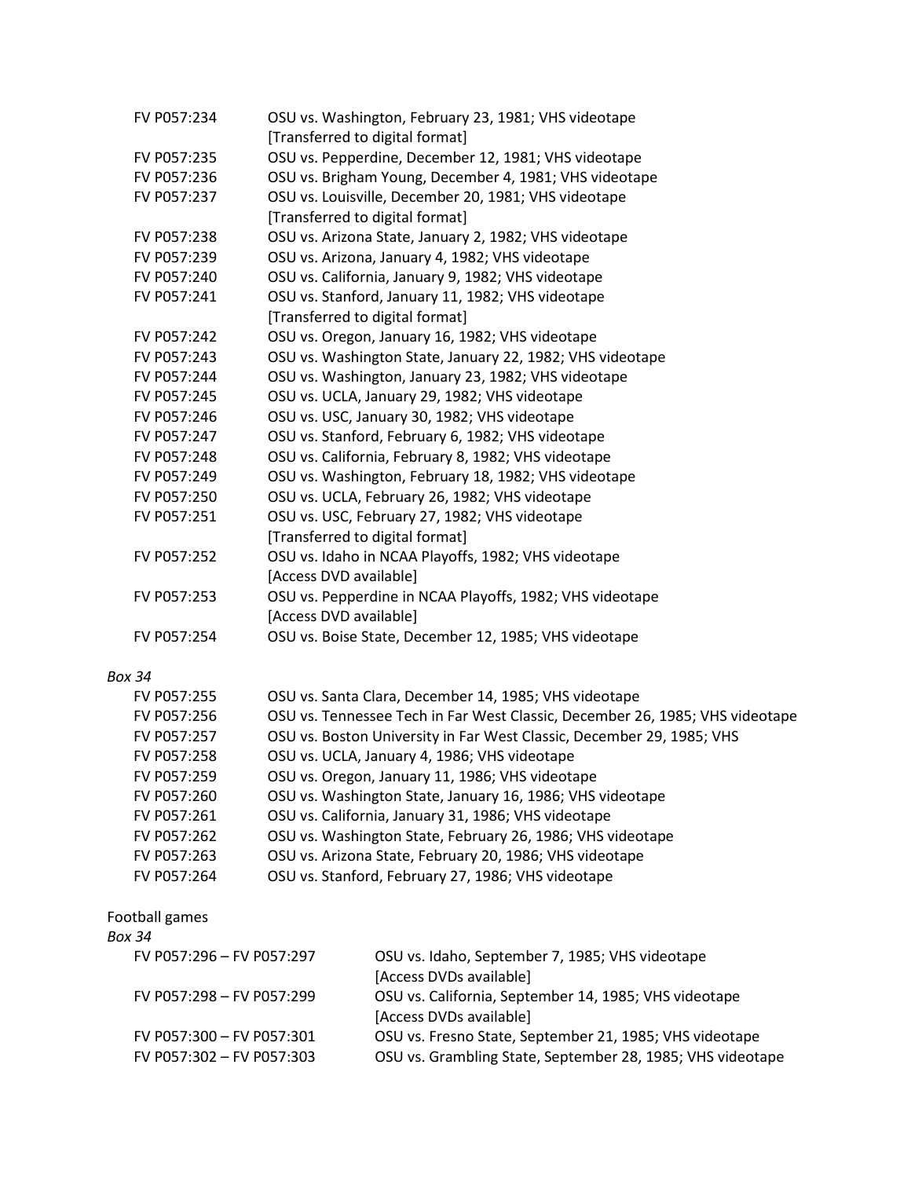FV P057:234 OSU vs. Washington, February 23, 1981; VHS videotape
[Transferred to digital format]

FV P057:235 OSU vs. Pepperdine, December 12, 1981; VHS videotape

FV P057:236 OSU vs. Brigham Young, December 4, 1981; VHS videotape

FV P057:237 OSU vs. Louisville, December 20, 1981; VHS videotape
[Transferred to digital format]

FV P057:238 OSU vs. Arizona State, January 2, 1982; VHS videotape

FV P057:239 OSU vs. Arizona, January 4, 1982; VHS videotape

FV P057:240 OSU vs. California, January 9, 1982; VHS videotape

FV P057:241 OSU vs. Stanford, January 11, 1982; VHS videotape
[Transferred to digital format]

FV P057:242 OSU vs. Oregon, January 16, 1982; VHS videotape

FV P057:243 OSU vs. Washington State, January 22, 1982; VHS videotape

FV P057:244 OSU vs. Washington, January 23, 1982; VHS videotape

FV P057:245 OSU vs. UCLA, January 29, 1982; VHS videotape

FV P057:246 OSU vs. USC, January 30, 1982; VHS videotape

FV P057:247 OSU vs. Stanford, February 6, 1982; VHS videotape

FV P057:248 OSU vs. California, February 8, 1982; VHS videotape

FV P057:249 OSU vs. Washington, February 18, 1982; VHS videotape

FV P057:250 OSU vs. UCLA, February 26, 1982; VHS videotape

FV P057:251 OSU vs. USC, February 27, 1982; VHS videotape
[Transferred to digital format]

FV P057:252 OSU vs. Idaho in NCAA Playoffs, 1982; VHS videotape
[Access DVD available]

FV P057:253 OSU vs. Pepperdine in NCAA Playoffs, 1982; VHS videotape
[Access DVD available]

FV P057:254 OSU vs. Boise State, December 12, 1985; VHS videotape

*Box 34*

FV P057:255 OSU vs. Santa Clara, December 14, 1985; VHS videotape

FV P057:256 OSU vs. Tennessee Tech in Far West Classic, December 26, 1985; VHS videotape

FV P057:257 OSU vs. Boston University in Far West Classic, December 29, 1985; VHS

FV P057:258 OSU vs. UCLA, January 4, 1986; VHS videotape

FV P057:259 OSU vs. Oregon, January 11, 1986; VHS videotape

FV P057:260 OSU vs. Washington State, January 16, 1986; VHS videotape

FV P057:261 OSU vs. California, January 31, 1986; VHS videotape

FV P057:262 OSU vs. Washington State, February 26, 1986; VHS videotape

FV P057:263 OSU vs. Arizona State, February 20, 1986; VHS videotape

FV P057:264 OSU vs. Stanford, February 27, 1986; VHS videotape

Football games

*Box 34*

FV P057:296 – FV P057:297 OSU vs. Idaho, September 7, 1985; VHS videotape
[Access DVDs available]

FV P057:298 – FV P057:299 OSU vs. California, September 14, 1985; VHS videotape
[Access DVDs available]

FV P057:300 – FV P057:301 OSU vs. Fresno State, September 21, 1985; VHS videotape

FV P057:302 – FV P057:303 OSU vs. Grambling State, September 28, 1985; VHS videotape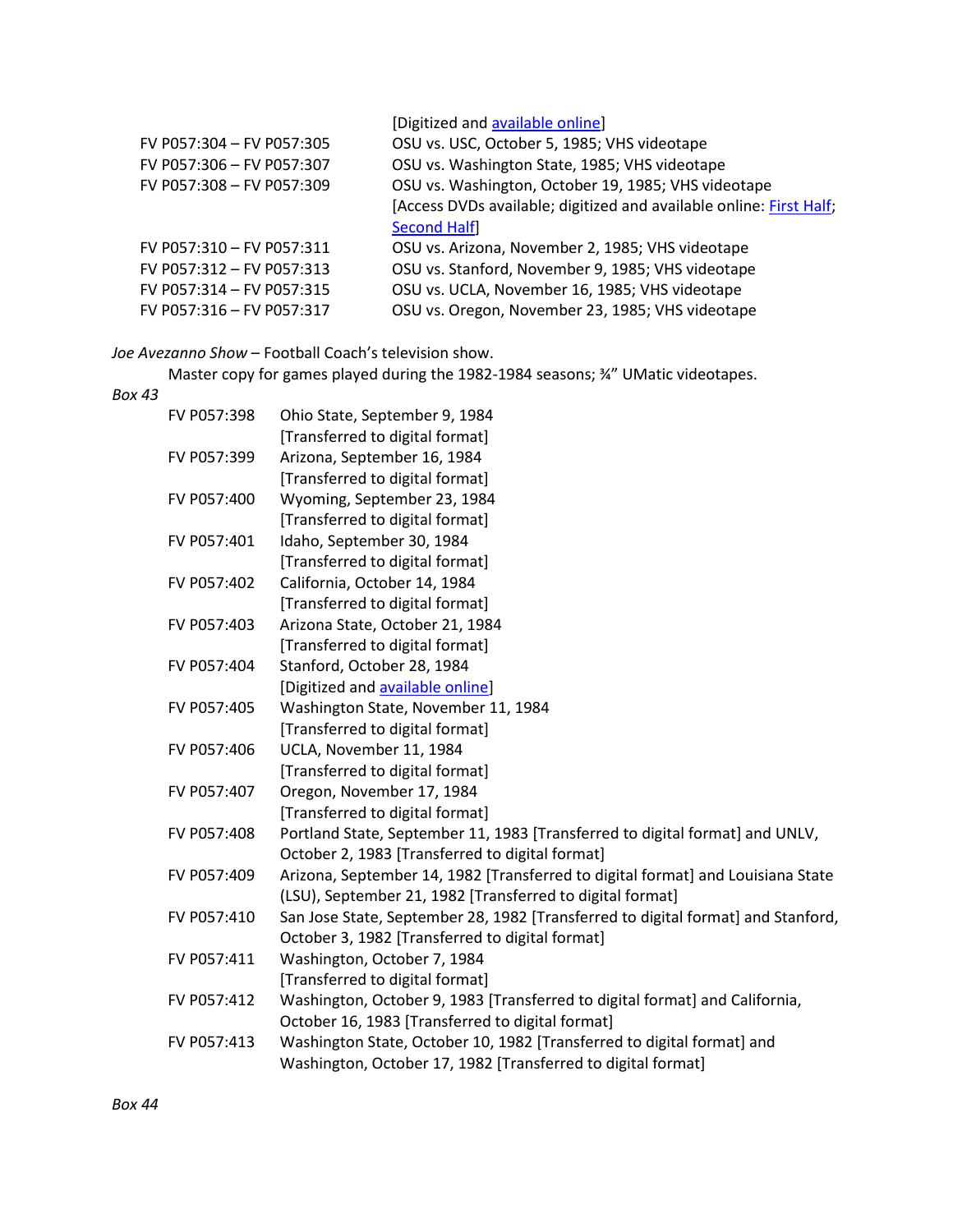| | |
|---|---|
| | [Digitized and available online] |
| FV P057:304 – FV P057:305 | OSU vs. USC, October 5, 1985; VHS videotape |
| FV P057:306 – FV P057:307 | OSU vs. Washington State, 1985; VHS videotape |
| FV P057:308 – FV P057:309 | OSU vs. Washington, October 19, 1985; VHS videotape [Access DVDs available; digitized and available online: First Half; Second Half] |
| FV P057:310 – FV P057:311 | OSU vs. Arizona, November 2, 1985; VHS videotape |
| FV P057:312 – FV P057:313 | OSU vs. Stanford, November 9, 1985; VHS videotape |
| FV P057:314 – FV P057:315 | OSU vs. UCLA, November 16, 1985; VHS videotape |
| FV P057:316 – FV P057:317 | OSU vs. Oregon, November 23, 1985; VHS videotape |

*Joe Avezanno Show* – Football Coach's television show.

Master copy for games played during the 1982-1984 seasons; ¾" UMatic videotapes.

*Box 43*

| | |
|---|---|
| FV P057:398 | Ohio State, September 9, 1984 [Transferred to digital format] |
| FV P057:399 | Arizona, September 16, 1984 [Transferred to digital format] |
| FV P057:400 | Wyoming, September 23, 1984 [Transferred to digital format] |
| FV P057:401 | Idaho, September 30, 1984 [Transferred to digital format] |
| FV P057:402 | California, October 14, 1984 [Transferred to digital format] |
| FV P057:403 | Arizona State, October 21, 1984 [Transferred to digital format] |
| FV P057:404 | Stanford, October 28, 1984 [Digitized and available online] |
| FV P057:405 | Washington State, November 11, 1984 [Transferred to digital format] |
| FV P057:406 | UCLA, November 11, 1984 [Transferred to digital format] |
| FV P057:407 | Oregon, November 17, 1984 [Transferred to digital format] |
| FV P057:408 | Portland State, September 11, 1983 [Transferred to digital format] and UNLV, October 2, 1983 [Transferred to digital format] |
| FV P057:409 | Arizona, September 14, 1982 [Transferred to digital format] and Louisiana State (LSU), September 21, 1982 [Transferred to digital format] |
| FV P057:410 | San Jose State, September 28, 1982 [Transferred to digital format] and Stanford, October 3, 1982 [Transferred to digital format] |
| FV P057:411 | Washington, October 7, 1984 [Transferred to digital format] |
| FV P057:412 | Washington, October 9, 1983 [Transferred to digital format] and California, October 16, 1983 [Transferred to digital format] |
| FV P057:413 | Washington State, October 10, 1982 [Transferred to digital format] and Washington, October 17, 1982 [Transferred to digital format] |

*Box 44*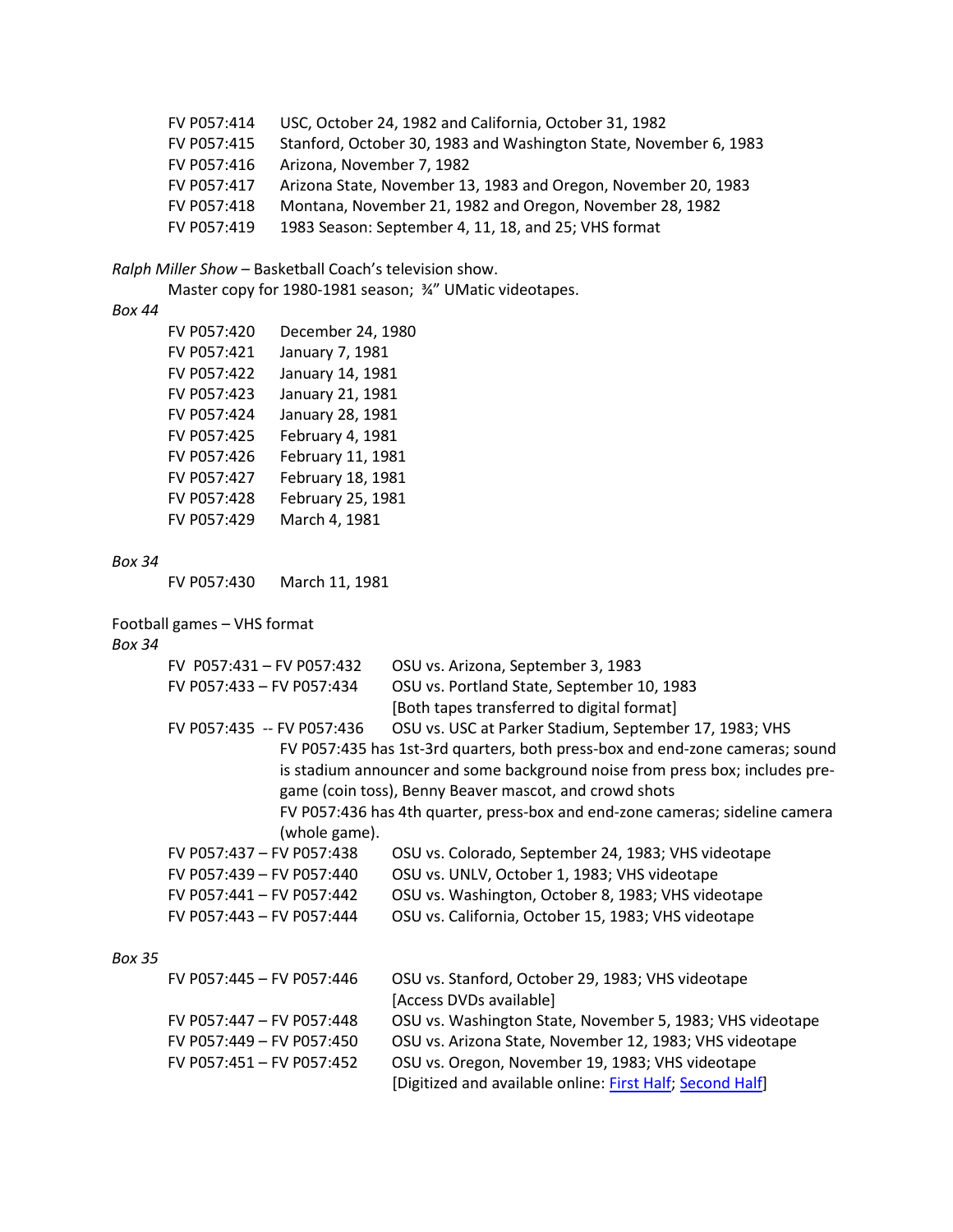FV P057:414 USC, October 24, 1982 and California, October 31, 1982
FV P057:415 Stanford, October 30, 1983 and Washington State, November 6, 1983
FV P057:416 Arizona, November 7, 1982
FV P057:417 Arizona State, November 13, 1983 and Oregon, November 20, 1983
FV P057:418 Montana, November 21, 1982 and Oregon, November 28, 1982
FV P057:419 1983 Season: September 4, 11, 18, and 25; VHS format

*Ralph Miller Show* – Basketball Coach's television show.
Master copy for 1980-1981 season; ¾" UMatic videotapes.

*Box 44*

FV P057:420 December 24, 1980
FV P057:421 January 7, 1981
FV P057:422 January 14, 1981
FV P057:423 January 21, 1981
FV P057:424 January 28, 1981
FV P057:425 February 4, 1981
FV P057:426 February 11, 1981
FV P057:427 February 18, 1981
FV P057:428 February 25, 1981
FV P057:429 March 4, 1981

*Box 34*

FV P057:430 March 11, 1981

Football games – VHS format

*Box 34*

FV P057:431 – FV P057:432 OSU vs. Arizona, September 3, 1983
FV P057:433 – FV P057:434 OSU vs. Portland State, September 10, 1983
[Both tapes transferred to digital format]
FV P057:435 -- FV P057:436 OSU vs. USC at Parker Stadium, September 17, 1983; VHS
FV P057:435 has 1st-3rd quarters, both press-box and end-zone cameras; sound is stadium announcer and some background noise from press box; includes pre-game (coin toss), Benny Beaver mascot, and crowd shots
FV P057:436 has 4th quarter, press-box and end-zone cameras; sideline camera (whole game).
FV P057:437 – FV P057:438 OSU vs. Colorado, September 24, 1983; VHS videotape
FV P057:439 – FV P057:440 OSU vs. UNLV, October 1, 1983; VHS videotape
FV P057:441 – FV P057:442 OSU vs. Washington, October 8, 1983; VHS videotape
FV P057:443 – FV P057:444 OSU vs. California, October 15, 1983; VHS videotape

*Box 35*

FV P057:445 – FV P057:446 OSU vs. Stanford, October 29, 1983; VHS videotape
[Access DVDs available]
FV P057:447 – FV P057:448 OSU vs. Washington State, November 5, 1983; VHS videotape
FV P057:449 – FV P057:450 OSU vs. Arizona State, November 12, 1983; VHS videotape
FV P057:451 – FV P057:452 OSU vs. Oregon, November 19, 1983; VHS videotape
[Digitized and available online: First Half; Second Half]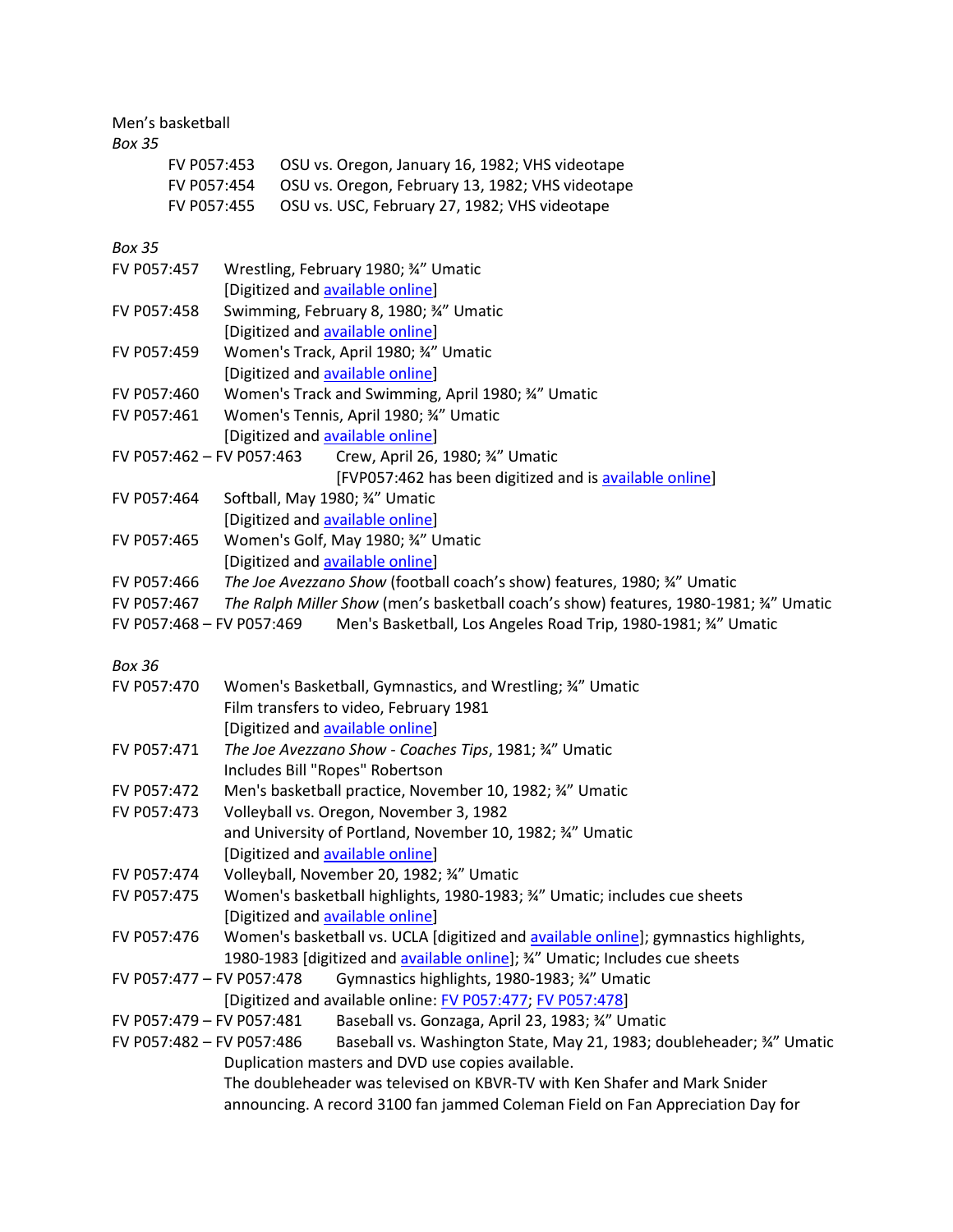Men's basketball

*Box 35*

FV P057:453 OSU vs. Oregon, January 16, 1982; VHS videotape
FV P057:454 OSU vs. Oregon, February 13, 1982; VHS videotape
FV P057:455 OSU vs. USC, February 27, 1982; VHS videotape

*Box 35*

FV P057:457 Wrestling, February 1980; ¾" Umatic
[Digitized and available online]

FV P057:458 Swimming, February 8, 1980; ¾" Umatic
[Digitized and available online]

FV P057:459 Women's Track, April 1980; ¾" Umatic
[Digitized and available online]

FV P057:460 Women's Track and Swimming, April 1980; ¾" Umatic

FV P057:461 Women's Tennis, April 1980; ¾" Umatic
[Digitized and available online]

FV P057:462 – FV P057:463 Crew, April 26, 1980; ¾" Umatic
[FVP057:462 has been digitized and is available online]

FV P057:464 Softball, May 1980; ¾" Umatic
[Digitized and available online]

FV P057:465 Women's Golf, May 1980; ¾" Umatic
[Digitized and available online]

FV P057:466 *The Joe Avezzano Show* (football coach's show) features, 1980; ¾" Umatic

FV P057:467 *The Ralph Miller Show* (men's basketball coach's show) features, 1980-1981; ¾" Umatic

FV P057:468 – FV P057:469 Men's Basketball, Los Angeles Road Trip, 1980-1981; ¾" Umatic

*Box 36*

FV P057:470 Women's Basketball, Gymnastics, and Wrestling; ¾" Umatic
Film transfers to video, February 1981
[Digitized and available online]

FV P057:471 *The Joe Avezzano Show - Coaches Tips*, 1981; ¾" Umatic
Includes Bill "Ropes" Robertson

FV P057:472 Men's basketball practice, November 10, 1982; ¾" Umatic

FV P057:473 Volleyball vs. Oregon, November 3, 1982
and University of Portland, November 10, 1982; ¾" Umatic
[Digitized and available online]

FV P057:474 Volleyball, November 20, 1982; ¾" Umatic

FV P057:475 Women's basketball highlights, 1980-1983; ¾" Umatic; includes cue sheets
[Digitized and available online]

FV P057:476 Women's basketball vs. UCLA [digitized and available online]; gymnastics highlights, 1980-1983 [digitized and available online]; ¾" Umatic; Includes cue sheets

FV P057:477 – FV P057:478 Gymnastics highlights, 1980-1983; ¾" Umatic
[Digitized and available online: FV P057:477; FV P057:478]

FV P057:479 – FV P057:481 Baseball vs. Gonzaga, April 23, 1983; ¾" Umatic

FV P057:482 – FV P057:486 Baseball vs. Washington State, May 21, 1983; doubleheader; ¾" Umatic
Duplication masters and DVD use copies available.
The doubleheader was televised on KBVR-TV with Ken Shafer and Mark Snider announcing. A record 3100 fan jammed Coleman Field on Fan Appreciation Day for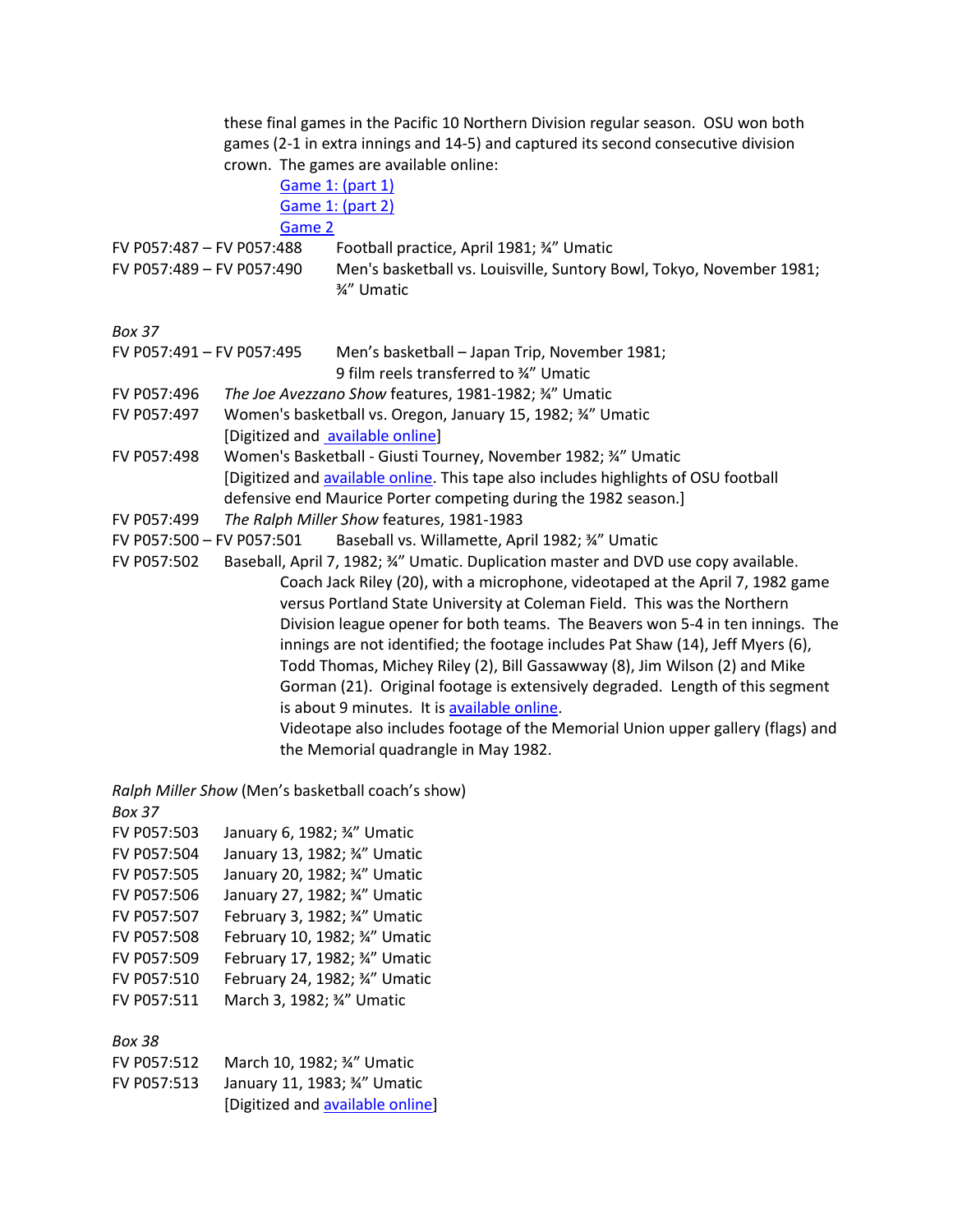these final games in the Pacific 10 Northern Division regular season. OSU won both games (2-1 in extra innings and 14-5) and captured its second consecutive division crown. The games are available online:

Game 1: (part 1)
Game 1: (part 2)
Game 2

FV P057:487 – FV P057:488 Football practice, April 1981; ¾" Umatic

FV P057:489 – FV P057:490 Men's basketball vs. Louisville, Suntory Bowl, Tokyo, November 1981; ¾" Umatic

*Box 37*

FV P057:491 – FV P057:495 Men's basketball – Japan Trip, November 1981; 9 film reels transferred to ¾" Umatic

FV P057:496 *The Joe Avezzano Show* features, 1981-1982; ¾" Umatic

FV P057:497 Women's basketball vs. Oregon, January 15, 1982; ¾" Umatic [Digitized and available online]

FV P057:498 Women's Basketball - Giusti Tourney, November 1982; ¾" Umatic [Digitized and available online. This tape also includes highlights of OSU football defensive end Maurice Porter competing during the 1982 season.]

FV P057:499 *The Ralph Miller Show* features, 1981-1983

FV P057:500 – FV P057:501 Baseball vs. Willamette, April 1982; ¾" Umatic

FV P057:502 Baseball, April 7, 1982; ¾" Umatic. Duplication master and DVD use copy available.

Coach Jack Riley (20), with a microphone, videotaped at the April 7, 1982 game versus Portland State University at Coleman Field. This was the Northern Division league opener for both teams. The Beavers won 5-4 in ten innings. The innings are not identified; the footage includes Pat Shaw (14), Jeff Myers (6), Todd Thomas, Michey Riley (2), Bill Gassawway (8), Jim Wilson (2) and Mike Gorman (21). Original footage is extensively degraded. Length of this segment is about 9 minutes. It is available online.

Videotape also includes footage of the Memorial Union upper gallery (flags) and the Memorial quadrangle in May 1982.

*Ralph Miller Show* (Men's basketball coach's show)

*Box 37*

FV P057:503 January 6, 1982; ¾" Umatic
FV P057:504 January 13, 1982; ¾" Umatic
FV P057:505 January 20, 1982; ¾" Umatic
FV P057:506 January 27, 1982; ¾" Umatic
FV P057:507 February 3, 1982; ¾" Umatic
FV P057:508 February 10, 1982; ¾" Umatic
FV P057:509 February 17, 1982; ¾" Umatic
FV P057:510 February 24, 1982; ¾" Umatic
FV P057:511 March 3, 1982; ¾" Umatic

*Box 38*

FV P057:512 March 10, 1982; ¾" Umatic
FV P057:513 January 11, 1983; ¾" Umatic [Digitized and available online]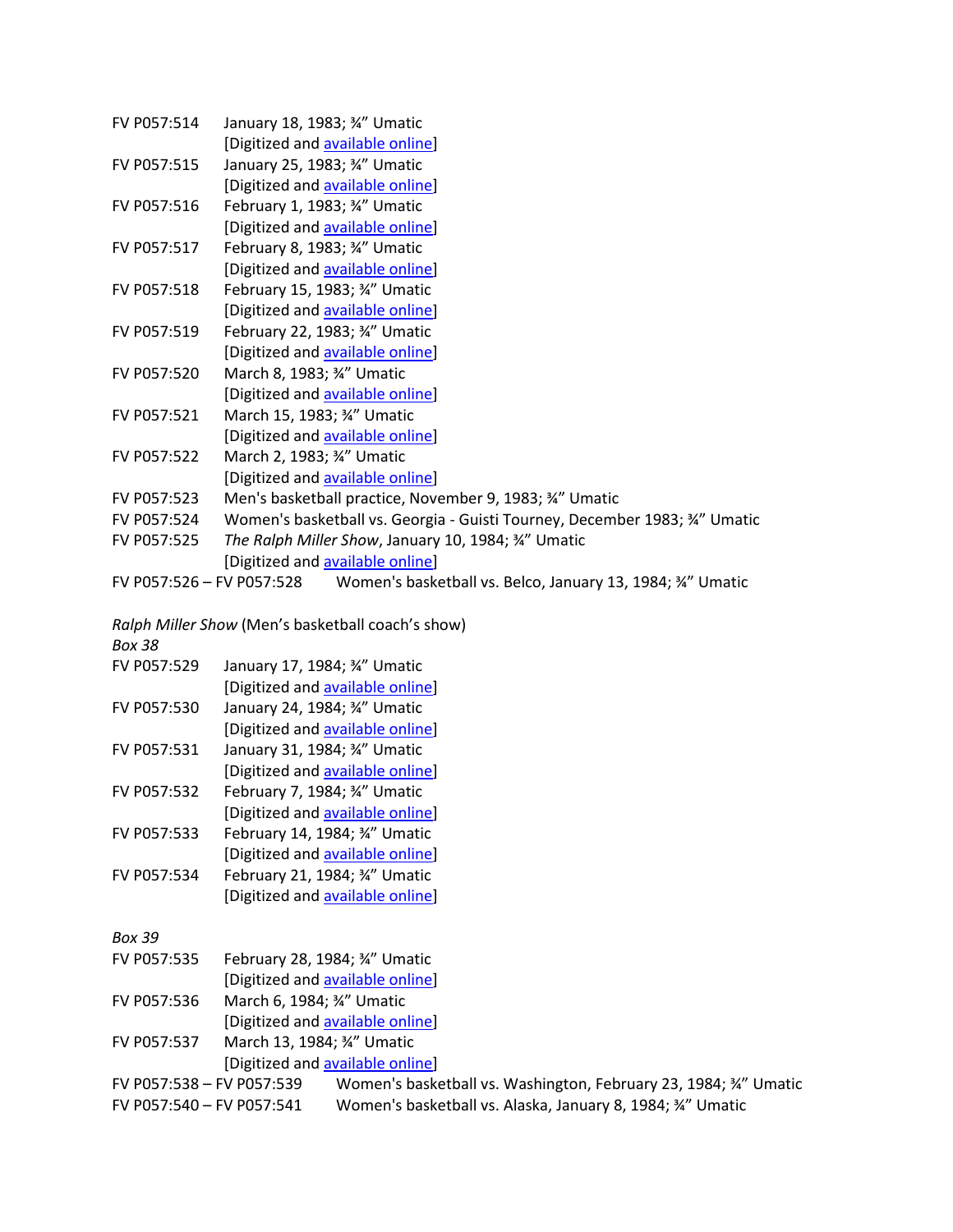FV P057:514 January 18, 1983; ¾" Umatic
[Digitized and available online]

FV P057:515 January 25, 1983; ¾" Umatic
[Digitized and available online]

FV P057:516 February 1, 1983; ¾" Umatic
[Digitized and available online]

FV P057:517 February 8, 1983; ¾" Umatic
[Digitized and available online]

FV P057:518 February 15, 1983; ¾" Umatic
[Digitized and available online]

FV P057:519 February 22, 1983; ¾" Umatic
[Digitized and available online]

FV P057:520 March 8, 1983; ¾" Umatic
[Digitized and available online]

FV P057:521 March 15, 1983; ¾" Umatic
[Digitized and available online]

FV P057:522 March 2, 1983; ¾" Umatic
[Digitized and available online]

FV P057:523 Men's basketball practice, November 9, 1983; ¾" Umatic

FV P057:524 Women's basketball vs. Georgia - Guisti Tourney, December 1983; ¾" Umatic

FV P057:525 *The Ralph Miller Show*, January 10, 1984; ¾" Umatic
[Digitized and available online]

FV P057:526 – FV P057:528 Women's basketball vs. Belco, January 13, 1984; ¾" Umatic

*Ralph Miller Show* (Men's basketball coach's show)

*Box 38*

FV P057:529 January 17, 1984; ¾" Umatic
[Digitized and available online]

FV P057:530 January 24, 1984; ¾" Umatic
[Digitized and available online]

FV P057:531 January 31, 1984; ¾" Umatic
[Digitized and available online]

FV P057:532 February 7, 1984; ¾" Umatic
[Digitized and available online]

FV P057:533 February 14, 1984; ¾" Umatic
[Digitized and available online]

FV P057:534 February 21, 1984; ¾" Umatic
[Digitized and available online]

*Box 39*

FV P057:535 February 28, 1984; ¾" Umatic
[Digitized and available online]

FV P057:536 March 6, 1984; ¾" Umatic
[Digitized and available online]

FV P057:537 March 13, 1984; ¾" Umatic
[Digitized and available online]

FV P057:538 – FV P057:539 Women's basketball vs. Washington, February 23, 1984; ¾" Umatic

FV P057:540 – FV P057:541 Women's basketball vs. Alaska, January 8, 1984; ¾" Umatic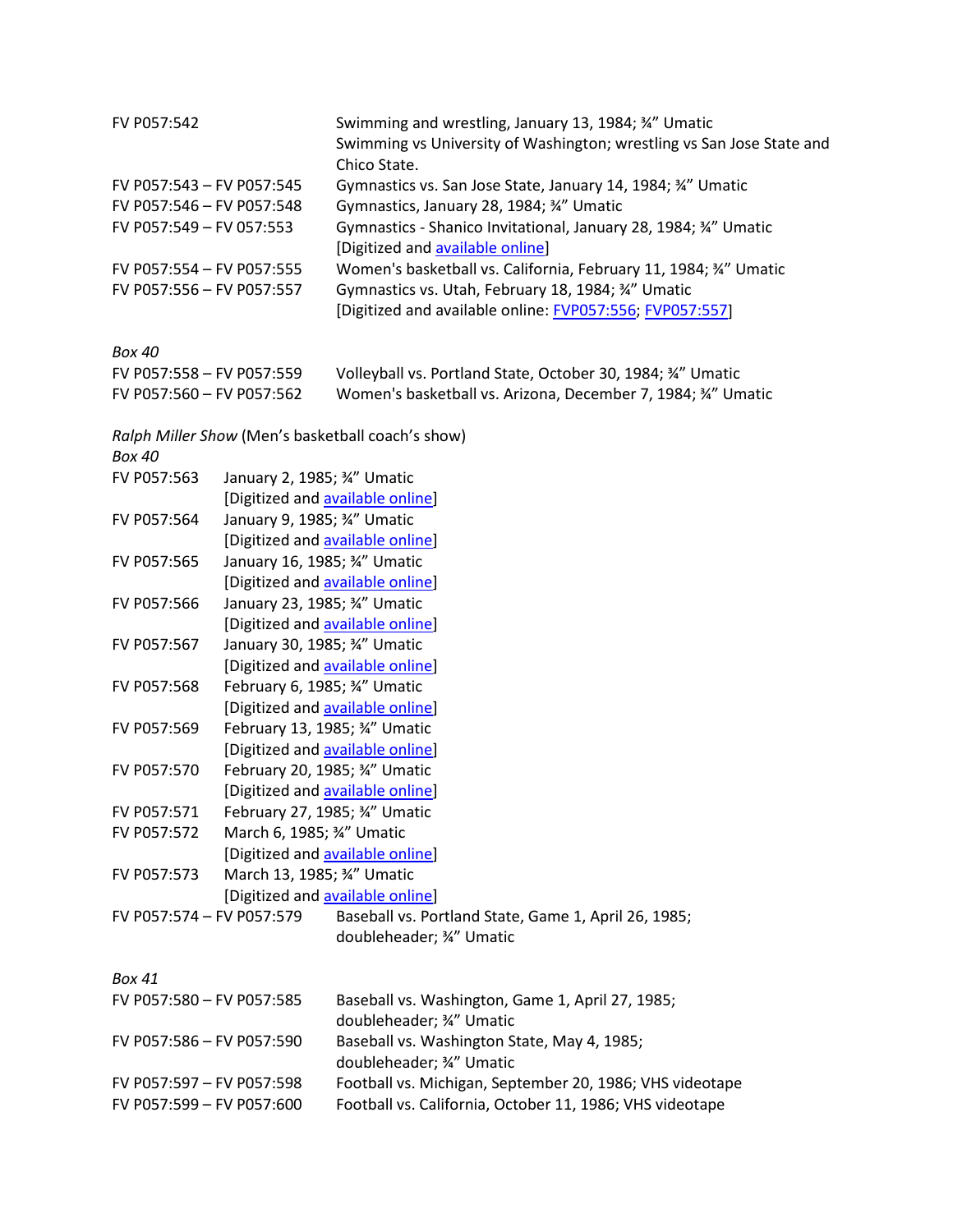FV P057:542 Swimming and wrestling, January 13, 1984; ¾" Umatic
Swimming vs University of Washington; wrestling vs San Jose State and Chico State.

FV P057:543 – FV P057:545 Gymnastics vs. San Jose State, January 14, 1984; ¾" Umatic

FV P057:546 – FV P057:548 Gymnastics, January 28, 1984; ¾" Umatic

FV P057:549 – FV 057:553 Gymnastics - Shanico Invitational, January 28, 1984; ¾" Umatic
[Digitized and available online]

FV P057:554 – FV P057:555 Women's basketball vs. California, February 11, 1984; ¾" Umatic

FV P057:556 – FV P057:557 Gymnastics vs. Utah, February 18, 1984; ¾" Umatic
[Digitized and available online: FVP057:556; FVP057:557]

*Box 40*

FV P057:558 – FV P057:559 Volleyball vs. Portland State, October 30, 1984; ¾" Umatic

FV P057:560 – FV P057:562 Women's basketball vs. Arizona, December 7, 1984; ¾" Umatic

*Ralph Miller Show* (Men's basketball coach's show)

*Box 40*

FV P057:563 January 2, 1985; ¾" Umatic
[Digitized and available online]

FV P057:564 January 9, 1985; ¾" Umatic
[Digitized and available online]

FV P057:565 January 16, 1985; ¾" Umatic
[Digitized and available online]

FV P057:566 January 23, 1985; ¾" Umatic
[Digitized and available online]

FV P057:567 January 30, 1985; ¾" Umatic
[Digitized and available online]

FV P057:568 February 6, 1985; ¾" Umatic
[Digitized and available online]

FV P057:569 February 13, 1985; ¾" Umatic
[Digitized and available online]

FV P057:570 February 20, 1985; ¾" Umatic
[Digitized and available online]

FV P057:571 February 27, 1985; ¾" Umatic

FV P057:572 March 6, 1985; ¾" Umatic
[Digitized and available online]

FV P057:573 March 13, 1985; ¾" Umatic
[Digitized and available online]

FV P057:574 – FV P057:579 Baseball vs. Portland State, Game 1, April 26, 1985; doubleheader; ¾" Umatic

*Box 41*

FV P057:580 – FV P057:585 Baseball vs. Washington, Game 1, April 27, 1985; doubleheader; ¾" Umatic

FV P057:586 – FV P057:590 Baseball vs. Washington State, May 4, 1985; doubleheader; ¾" Umatic

FV P057:597 – FV P057:598 Football vs. Michigan, September 20, 1986; VHS videotape

FV P057:599 – FV P057:600 Football vs. California, October 11, 1986; VHS videotape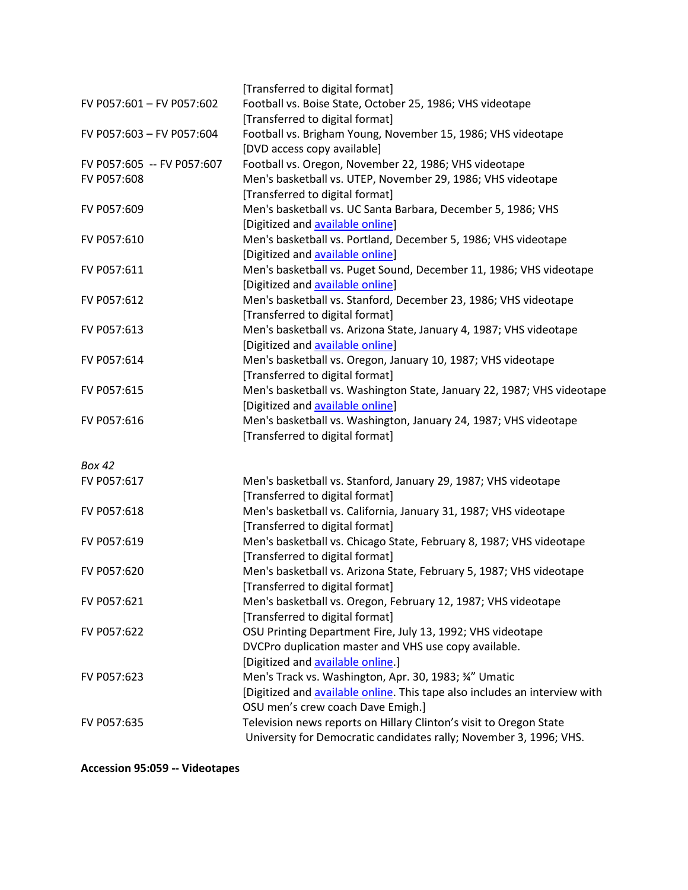| | |
|---|---|
| | [Transferred to digital format] |
| FV P057:601 – FV P057:602 | Football vs. Boise State, October 25, 1986; VHS videotape [Transferred to digital format] |
| FV P057:603 – FV P057:604 | Football vs. Brigham Young, November 15, 1986; VHS videotape [DVD access copy available] |
| FV P057:605 -- FV P057:607 | Football vs. Oregon, November 22, 1986; VHS videotape |
| FV P057:608 | Men's basketball vs. UTEP, November 29, 1986; VHS videotape [Transferred to digital format] |
| FV P057:609 | Men's basketball vs. UC Santa Barbara, December 5, 1986; VHS [Digitized and available online] |
| FV P057:610 | Men's basketball vs. Portland, December 5, 1986; VHS videotape [Digitized and available online] |
| FV P057:611 | Men's basketball vs. Puget Sound, December 11, 1986; VHS videotape [Digitized and available online] |
| FV P057:612 | Men's basketball vs. Stanford, December 23, 1986; VHS videotape [Transferred to digital format] |
| FV P057:613 | Men's basketball vs. Arizona State, January 4, 1987; VHS videotape [Digitized and available online] |
| FV P057:614 | Men's basketball vs. Oregon, January 10, 1987; VHS videotape [Transferred to digital format] |
| FV P057:615 | Men's basketball vs. Washington State, January 22, 1987; VHS videotape [Digitized and available online] |
| FV P057:616 | Men's basketball vs. Washington, January 24, 1987; VHS videotape [Transferred to digital format] |

*Box 42*

| | |
|---|---|
| FV P057:617 | Men's basketball vs. Stanford, January 29, 1987; VHS videotape [Transferred to digital format] |
| FV P057:618 | Men's basketball vs. California, January 31, 1987; VHS videotape [Transferred to digital format] |
| FV P057:619 | Men's basketball vs. Chicago State, February 8, 1987; VHS videotape [Transferred to digital format] |
| FV P057:620 | Men's basketball vs. Arizona State, February 5, 1987; VHS videotape [Transferred to digital format] |
| FV P057:621 | Men's basketball vs. Oregon, February 12, 1987; VHS videotape [Transferred to digital format] |
| FV P057:622 | OSU Printing Department Fire, July 13, 1992; VHS videotape DVCPro duplication master and VHS use copy available. [Digitized and available online.] |
| FV P057:623 | Men's Track vs. Washington, Apr. 30, 1983; ¾" Umatic [Digitized and available online. This tape also includes an interview with OSU men's crew coach Dave Emigh.] |
| FV P057:635 | Television news reports on Hillary Clinton's visit to Oregon State University for Democratic candidates rally; November 3, 1996; VHS. |

**Accession 95:059 -- Videotapes**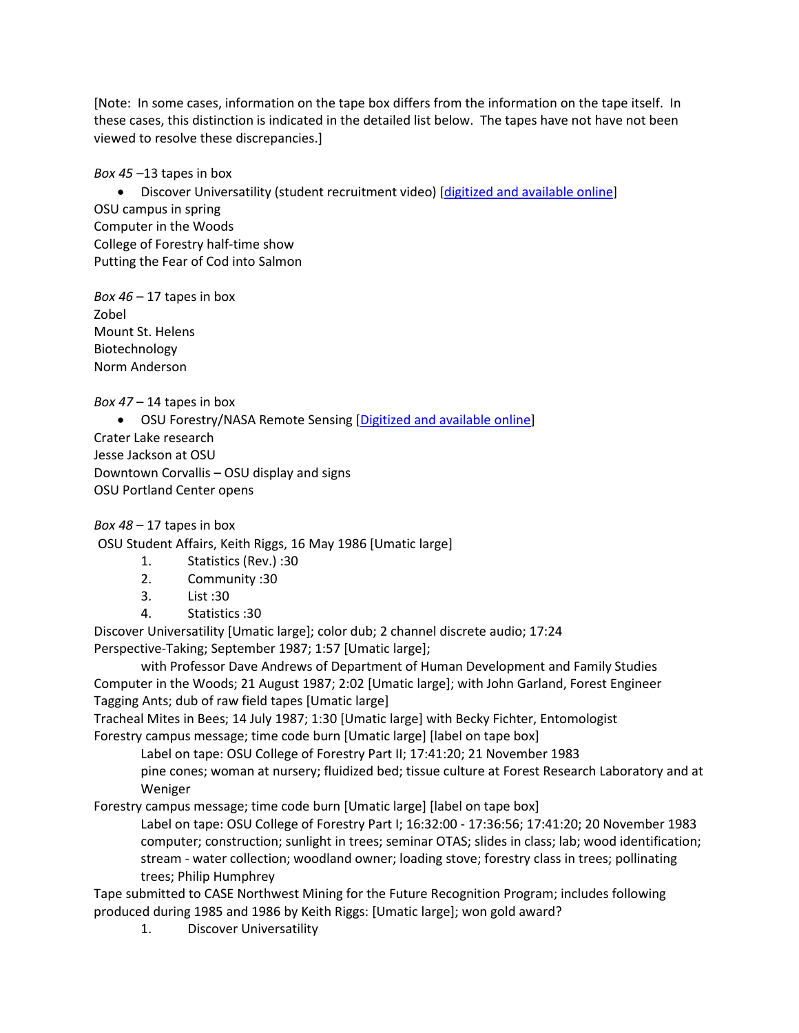[Note: In some cases, information on the tape box differs from the information on the tape itself. In these cases, this distinction is indicated in the detailed list below. The tapes have not have not been viewed to resolve these discrepancies.]

*Box 45* –13 tapes in box

- Discover Universatility (student recruitment video) [digitized and available online]

OSU campus in spring
Computer in the Woods
College of Forestry half-time show
Putting the Fear of Cod into Salmon

*Box 46* – 17 tapes in box
Zobel
Mount St. Helens
Biotechnology
Norm Anderson

*Box 47* – 14 tapes in box

- OSU Forestry/NASA Remote Sensing [Digitized and available online]

Crater Lake research
Jesse Jackson at OSU
Downtown Corvallis – OSU display and signs
OSU Portland Center opens

*Box 48* – 17 tapes in box
OSU Student Affairs, Keith Riggs, 16 May 1986 [Umatic large]

1. Statistics (Rev.) :30
2. Community :30
3. List :30
4. Statistics :30

Discover Universatility [Umatic large]; color dub; 2 channel discrete audio; 17:24
Perspective-Taking; September 1987; 1:57 [Umatic large];
  with Professor Dave Andrews of Department of Human Development and Family Studies
Computer in the Woods; 21 August 1987; 2:02 [Umatic large]; with John Garland, Forest Engineer
Tagging Ants; dub of raw field tapes [Umatic large]
Tracheal Mites in Bees; 14 July 1987; 1:30 [Umatic large] with Becky Fichter, Entomologist
Forestry campus message; time code burn [Umatic large] [label on tape box]
  Label on tape: OSU College of Forestry Part II; 17:41:20; 21 November 1983
  pine cones; woman at nursery; fluidized bed; tissue culture at Forest Research Laboratory and at Weniger
Forestry campus message; time code burn [Umatic large] [label on tape box]
  Label on tape: OSU College of Forestry Part I; 16:32:00 - 17:36:56; 17:41:20; 20 November 1983
  computer; construction; sunlight in trees; seminar OTAS; slides in class; lab; wood identification; stream - water collection; woodland owner; loading stove; forestry class in trees; pollinating trees; Philip Humphrey
Tape submitted to CASE Northwest Mining for the Future Recognition Program; includes following produced during 1985 and 1986 by Keith Riggs: [Umatic large]; won gold award?

1. Discover Universatility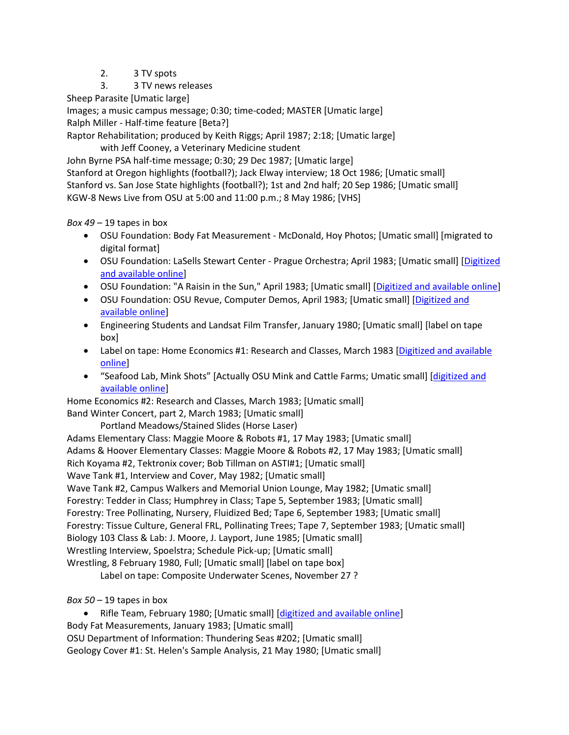2. 3 TV spots
3. 3 TV news releases

Sheep Parasite [Umatic large]
Images; a music campus message; 0:30; time-coded; MASTER [Umatic large]
Ralph Miller - Half-time feature [Beta?]
Raptor Rehabilitation; produced by Keith Riggs; April 1987; 2:18; [Umatic large]
    with Jeff Cooney, a Veterinary Medicine student
John Byrne PSA half-time message; 0:30; 29 Dec 1987; [Umatic large]
Stanford at Oregon highlights (football?); Jack Elway interview; 18 Oct 1986; [Umatic small]
Stanford vs. San Jose State highlights (football?); 1st and 2nd half; 20 Sep 1986; [Umatic small]
KGW-8 News Live from OSU at 5:00 and 11:00 p.m.; 8 May 1986; [VHS]

*Box 49* – 19 tapes in box

- OSU Foundation: Body Fat Measurement - McDonald, Hoy Photos; [Umatic small] [migrated to digital format]
- OSU Foundation: LaSells Stewart Center - Prague Orchestra; April 1983; [Umatic small] [Digitized and available online]
- OSU Foundation: "A Raisin in the Sun," April 1983; [Umatic small] [Digitized and available online]
- OSU Foundation: OSU Revue, Computer Demos, April 1983; [Umatic small] [Digitized and available online]
- Engineering Students and Landsat Film Transfer, January 1980; [Umatic small] [label on tape box]
- Label on tape: Home Economics #1: Research and Classes, March 1983 [Digitized and available online]
- "Seafood Lab, Mink Shots" [Actually OSU Mink and Cattle Farms; Umatic small] [digitized and available online]

Home Economics #2: Research and Classes, March 1983; [Umatic small]
Band Winter Concert, part 2, March 1983; [Umatic small]
    Portland Meadows/Stained Slides (Horse Laser)
Adams Elementary Class: Maggie Moore & Robots #1, 17 May 1983; [Umatic small]
Adams & Hoover Elementary Classes: Maggie Moore & Robots #2, 17 May 1983; [Umatic small]
Rich Koyama #2, Tektronix cover; Bob Tillman on ASTI#1; [Umatic small]
Wave Tank #1, Interview and Cover, May 1982; [Umatic small]
Wave Tank #2, Campus Walkers and Memorial Union Lounge, May 1982; [Umatic small]
Forestry: Tedder in Class; Humphrey in Class; Tape 5, September 1983; [Umatic small]
Forestry: Tree Pollinating, Nursery, Fluidized Bed; Tape 6, September 1983; [Umatic small]
Forestry: Tissue Culture, General FRL, Pollinating Trees; Tape 7, September 1983; [Umatic small]
Biology 103 Class & Lab: J. Moore, J. Layport, June 1985; [Umatic small]
Wrestling Interview, Spoelstra; Schedule Pick-up; [Umatic small]
Wrestling, 8 February 1980, Full; [Umatic small] [label on tape box]
    Label on tape: Composite Underwater Scenes, November 27 ?

*Box 50* – 19 tapes in box

- Rifle Team, February 1980; [Umatic small] [digitized and available online]

Body Fat Measurements, January 1983; [Umatic small]
OSU Department of Information: Thundering Seas #202; [Umatic small]
Geology Cover #1: St. Helen's Sample Analysis, 21 May 1980; [Umatic small]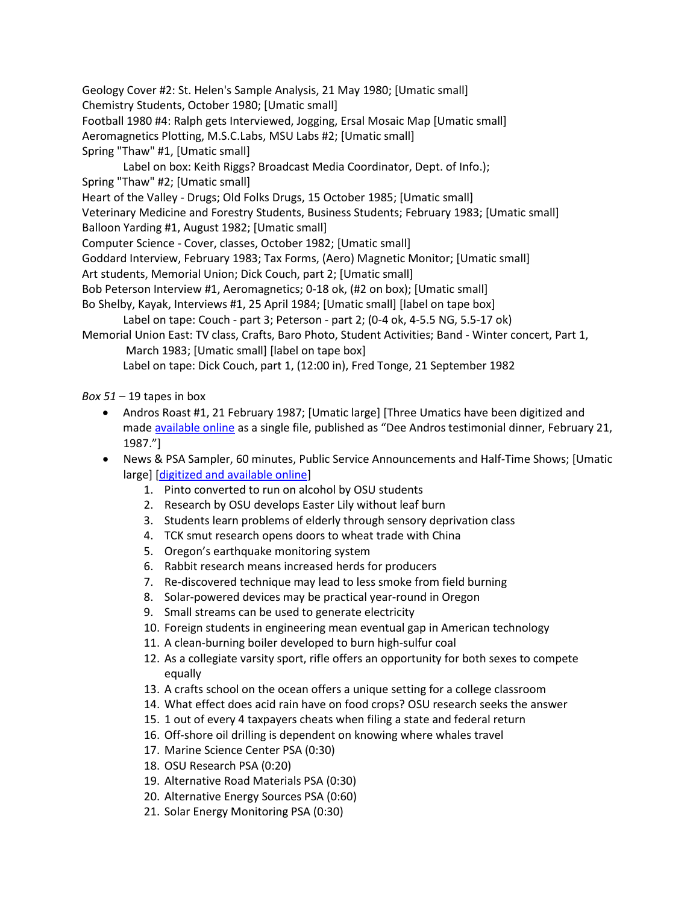Geology Cover #2: St. Helen's Sample Analysis, 21 May 1980; [Umatic small]
Chemistry Students, October 1980; [Umatic small]
Football 1980 #4: Ralph gets Interviewed, Jogging, Ersal Mosaic Map [Umatic small]
Aeromagnetics Plotting, M.S.C.Labs, MSU Labs #2; [Umatic small]
Spring "Thaw" #1, [Umatic small]

Label on box: Keith Riggs? Broadcast Media Coordinator, Dept. of Info.);

Spring "Thaw" #2; [Umatic small]
Heart of the Valley - Drugs; Old Folks Drugs, 15 October 1985; [Umatic small]
Veterinary Medicine and Forestry Students, Business Students; February 1983; [Umatic small]
Balloon Yarding #1, August 1982; [Umatic small]
Computer Science - Cover, classes, October 1982; [Umatic small]
Goddard Interview, February 1983; Tax Forms, (Aero) Magnetic Monitor; [Umatic small]
Art students, Memorial Union; Dick Couch, part 2; [Umatic small]
Bob Peterson Interview #1, Aeromagnetics; 0-18 ok, (#2 on box); [Umatic small]
Bo Shelby, Kayak, Interviews #1, 25 April 1984; [Umatic small] [label on tape box]

Label on tape: Couch - part 3; Peterson - part 2; (0-4 ok, 4-5.5 NG, 5.5-17 ok)

Memorial Union East: TV class, Crafts, Baro Photo, Student Activities; Band - Winter concert, Part 1, March 1983; [Umatic small] [label on tape box]

Label on tape: Dick Couch, part 1, (12:00 in), Fred Tonge, 21 September 1982

*Box 51* – 19 tapes in box

- Andros Roast #1, 21 February 1987; [Umatic large] [Three Umatics have been digitized and made available online as a single file, published as "Dee Andros testimonial dinner, February 21, 1987."]
- News & PSA Sampler, 60 minutes, Public Service Announcements and Half-Time Shows; [Umatic large] [digitized and available online]
    1. Pinto converted to run on alcohol by OSU students
    2. Research by OSU develops Easter Lily without leaf burn
    3. Students learn problems of elderly through sensory deprivation class
    4. TCK smut research opens doors to wheat trade with China
    5. Oregon's earthquake monitoring system
    6. Rabbit research means increased herds for producers
    7. Re-discovered technique may lead to less smoke from field burning
    8. Solar-powered devices may be practical year-round in Oregon
    9. Small streams can be used to generate electricity
    10. Foreign students in engineering mean eventual gap in American technology
    11. A clean-burning boiler developed to burn high-sulfur coal
    12. As a collegiate varsity sport, rifle offers an opportunity for both sexes to compete equally
    13. A crafts school on the ocean offers a unique setting for a college classroom
    14. What effect does acid rain have on food crops? OSU research seeks the answer
    15. 1 out of every 4 taxpayers cheats when filing a state and federal return
    16. Off-shore oil drilling is dependent on knowing where whales travel
    17. Marine Science Center PSA (0:30)
    18. OSU Research PSA (0:20)
    19. Alternative Road Materials PSA (0:30)
    20. Alternative Energy Sources PSA (0:60)
    21. Solar Energy Monitoring PSA (0:30)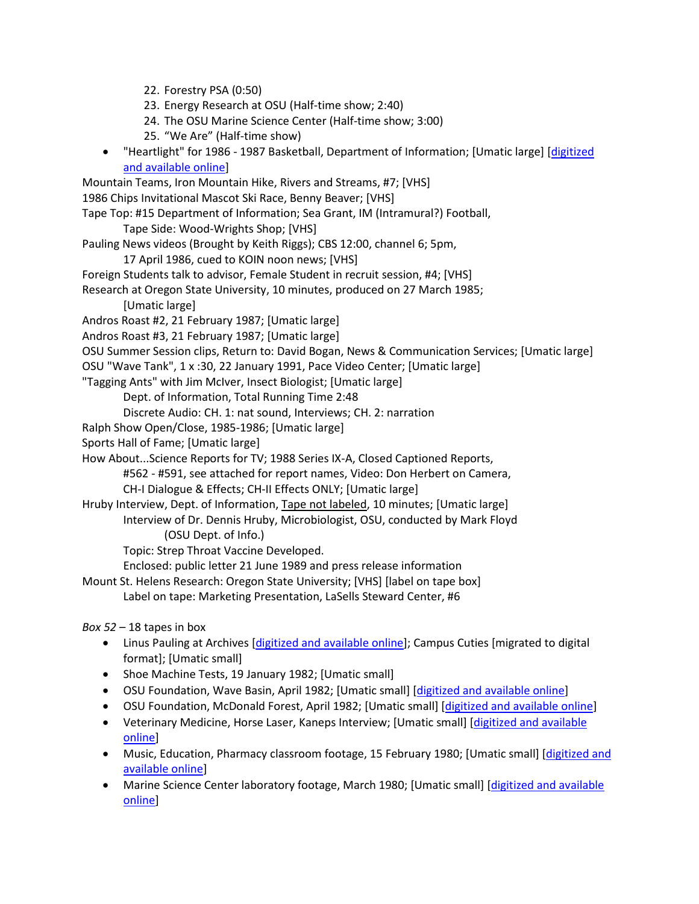22. Forestry PSA (0:50)
23. Energy Research at OSU (Half-time show; 2:40)
24. The OSU Marine Science Center (Half-time show; 3:00)
25. "We Are" (Half-time show)

- "Heartlight" for 1986 - 1987 Basketball, Department of Information; [Umatic large] [digitized and available online]

Mountain Teams, Iron Mountain Hike, Rivers and Streams, #7; [VHS]
1986 Chips Invitational Mascot Ski Race, Benny Beaver; [VHS]
Tape Top: #15 Department of Information; Sea Grant, IM (Intramural?) Football,
    Tape Side: Wood-Wrights Shop; [VHS]
Pauling News videos (Brought by Keith Riggs); CBS 12:00, channel 6; 5pm,
    17 April 1986, cued to KOIN noon news; [VHS]
Foreign Students talk to advisor, Female Student in recruit session, #4; [VHS]
Research at Oregon State University, 10 minutes, produced on 27 March 1985;
    [Umatic large]
Andros Roast #2, 21 February 1987; [Umatic large]
Andros Roast #3, 21 February 1987; [Umatic large]
OSU Summer Session clips, Return to: David Bogan, News & Communication Services; [Umatic large]
OSU "Wave Tank", 1 x :30, 22 January 1991, Pace Video Center; [Umatic large]
"Tagging Ants" with Jim McIver, Insect Biologist; [Umatic large]
    Dept. of Information, Total Running Time 2:48
    Discrete Audio: CH. 1: nat sound, Interviews; CH. 2: narration
Ralph Show Open/Close, 1985-1986; [Umatic large]
Sports Hall of Fame; [Umatic large]
How About...Science Reports for TV; 1988 Series IX-A, Closed Captioned Reports,
    #562 - #591, see attached for report names, Video: Don Herbert on Camera,
    CH-I Dialogue & Effects; CH-II Effects ONLY; [Umatic large]
Hruby Interview, Dept. of Information, Tape not labeled, 10 minutes; [Umatic large]
    Interview of Dr. Dennis Hruby, Microbiologist, OSU, conducted by Mark Floyd
        (OSU Dept. of Info.)
    Topic: Strep Throat Vaccine Developed.
    Enclosed: public letter 21 June 1989 and press release information
Mount St. Helens Research: Oregon State University; [VHS] [label on tape box]
    Label on tape: Marketing Presentation, LaSells Steward Center, #6

*Box 52* – 18 tapes in box

- Linus Pauling at Archives [digitized and available online]; Campus Cuties [migrated to digital format]; [Umatic small]
- Shoe Machine Tests, 19 January 1982; [Umatic small]
- OSU Foundation, Wave Basin, April 1982; [Umatic small] [digitized and available online]
- OSU Foundation, McDonald Forest, April 1982; [Umatic small] [digitized and available online]
- Veterinary Medicine, Horse Laser, Kaneps Interview; [Umatic small] [digitized and available online]
- Music, Education, Pharmacy classroom footage, 15 February 1980; [Umatic small] [digitized and available online]
- Marine Science Center laboratory footage, March 1980; [Umatic small] [digitized and available online]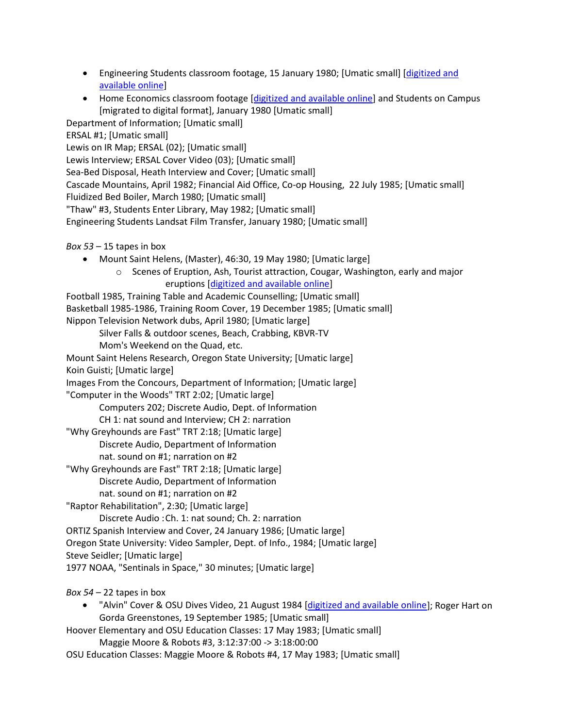- Engineering Students classroom footage, 15 January 1980; [Umatic small] [digitized and available online]
- Home Economics classroom footage [digitized and available online] and Students on Campus [migrated to digital format], January 1980 [Umatic small]

Department of Information; [Umatic small]
ERSAL #1; [Umatic small]
Lewis on IR Map; ERSAL (02); [Umatic small]
Lewis Interview; ERSAL Cover Video (03); [Umatic small]
Sea-Bed Disposal, Heath Interview and Cover; [Umatic small]
Cascade Mountains, April 1982; Financial Aid Office, Co-op Housing, 22 July 1985; [Umatic small]
Fluidized Bed Boiler, March 1980; [Umatic small]
"Thaw" #3, Students Enter Library, May 1982; [Umatic small]
Engineering Students Landsat Film Transfer, January 1980; [Umatic small]

*Box 53* – 15 tapes in box

- Mount Saint Helens, (Master), 46:30, 19 May 1980; [Umatic large]
  - Scenes of Eruption, Ash, Tourist attraction, Cougar, Washington, early and major eruptions [digitized and available online]

Football 1985, Training Table and Academic Counselling; [Umatic small]
Basketball 1985-1986, Training Room Cover, 19 December 1985; [Umatic small]
Nippon Television Network dubs, April 1980; [Umatic large]
  Silver Falls & outdoor scenes, Beach, Crabbing, KBVR-TV
  Mom's Weekend on the Quad, etc.
Mount Saint Helens Research, Oregon State University; [Umatic large]
Koin Guisti; [Umatic large]
Images From the Concours, Department of Information; [Umatic large]
"Computer in the Woods" TRT 2:02; [Umatic large]
  Computers 202; Discrete Audio, Dept. of Information
  CH 1: nat sound and Interview; CH 2: narration
"Why Greyhounds are Fast" TRT 2:18; [Umatic large]
  Discrete Audio, Department of Information
  nat. sound on #1; narration on #2
"Why Greyhounds are Fast" TRT 2:18; [Umatic large]
  Discrete Audio, Department of Information
  nat. sound on #1; narration on #2
"Raptor Rehabilitation", 2:30; [Umatic large]
  Discrete Audio :Ch. 1: nat sound; Ch. 2: narration
ORTIZ Spanish Interview and Cover, 24 January 1986; [Umatic large]
Oregon State University: Video Sampler, Dept. of Info., 1984; [Umatic large]
Steve Seidler; [Umatic large]
1977 NOAA, "Sentinals in Space," 30 minutes; [Umatic large]

*Box 54* – 22 tapes in box

- "Alvin" Cover & OSU Dives Video, 21 August 1984 [digitized and available online]; Roger Hart on Gorda Greenstones, 19 September 1985; [Umatic small]

Hoover Elementary and OSU Education Classes: 17 May 1983; [Umatic small]
  Maggie Moore & Robots #3, 3:12:37:00 -> 3:18:00:00
OSU Education Classes: Maggie Moore & Robots #4, 17 May 1983; [Umatic small]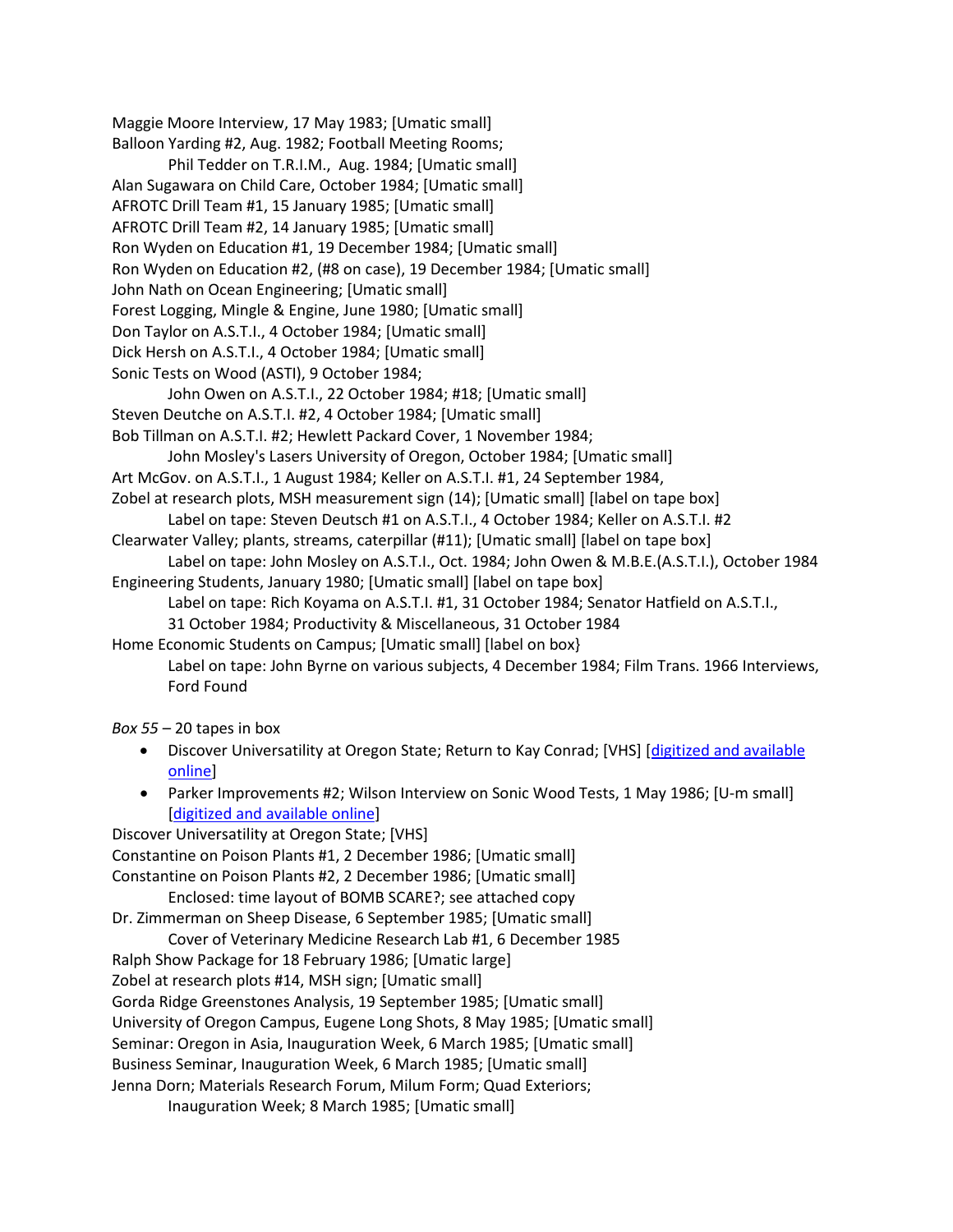Maggie Moore Interview, 17 May 1983; [Umatic small]
Balloon Yarding #2, Aug. 1982; Football Meeting Rooms;
    Phil Tedder on T.R.I.M., Aug. 1984; [Umatic small]
Alan Sugawara on Child Care, October 1984; [Umatic small]
AFROTC Drill Team #1, 15 January 1985; [Umatic small]
AFROTC Drill Team #2, 14 January 1985; [Umatic small]
Ron Wyden on Education #1, 19 December 1984; [Umatic small]
Ron Wyden on Education #2, (#8 on case), 19 December 1984; [Umatic small]
John Nath on Ocean Engineering; [Umatic small]
Forest Logging, Mingle & Engine, June 1980; [Umatic small]
Don Taylor on A.S.T.I., 4 October 1984; [Umatic small]
Dick Hersh on A.S.T.I., 4 October 1984; [Umatic small]
Sonic Tests on Wood (ASTI), 9 October 1984;
    John Owen on A.S.T.I., 22 October 1984; #18; [Umatic small]
Steven Deutche on A.S.T.I. #2, 4 October 1984; [Umatic small]
Bob Tillman on A.S.T.I. #2; Hewlett Packard Cover, 1 November 1984;
    John Mosley's Lasers University of Oregon, October 1984; [Umatic small]
Art McGov. on A.S.T.I., 1 August 1984; Keller on A.S.T.I. #1, 24 September 1984,
Zobel at research plots, MSH measurement sign (14); [Umatic small] [label on tape box]
    Label on tape: Steven Deutsch #1 on A.S.T.I., 4 October 1984; Keller on A.S.T.I. #2
Clearwater Valley; plants, streams, caterpillar (#11); [Umatic small] [label on tape box]
    Label on tape: John Mosley on A.S.T.I., Oct. 1984; John Owen & M.B.E.(A.S.T.I.), October 1984
Engineering Students, January 1980; [Umatic small] [label on tape box]
    Label on tape: Rich Koyama on A.S.T.I. #1, 31 October 1984; Senator Hatfield on A.S.T.I.,
    31 October 1984; Productivity & Miscellaneous, 31 October 1984
Home Economic Students on Campus; [Umatic small] [label on box}
    Label on tape: John Byrne on various subjects, 4 December 1984; Film Trans. 1966 Interviews,
    Ford Found

*Box 55* – 20 tapes in box

- Discover Universatility at Oregon State; Return to Kay Conrad; [VHS] [digitized and available online]
- Parker Improvements #2; Wilson Interview on Sonic Wood Tests, 1 May 1986; [U-m small] [digitized and available online]

Discover Universatility at Oregon State; [VHS]
Constantine on Poison Plants #1, 2 December 1986; [Umatic small]
Constantine on Poison Plants #2, 2 December 1986; [Umatic small]
    Enclosed: time layout of BOMB SCARE?; see attached copy
Dr. Zimmerman on Sheep Disease, 6 September 1985; [Umatic small]
    Cover of Veterinary Medicine Research Lab #1, 6 December 1985
Ralph Show Package for 18 February 1986; [Umatic large]
Zobel at research plots #14, MSH sign; [Umatic small]
Gorda Ridge Greenstones Analysis, 19 September 1985; [Umatic small]
University of Oregon Campus, Eugene Long Shots, 8 May 1985; [Umatic small]
Seminar: Oregon in Asia, Inauguration Week, 6 March 1985; [Umatic small]
Business Seminar, Inauguration Week, 6 March 1985; [Umatic small]
Jenna Dorn; Materials Research Forum, Milum Form; Quad Exteriors;
    Inauguration Week; 8 March 1985; [Umatic small]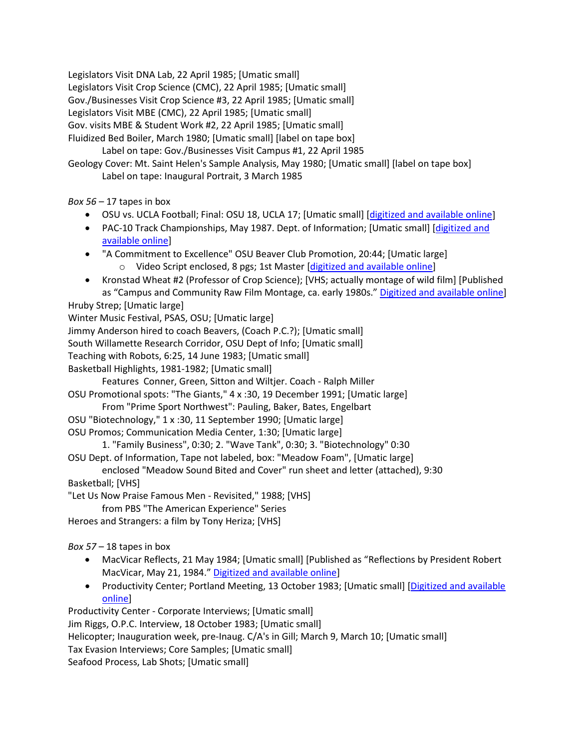Legislators Visit DNA Lab, 22 April 1985; [Umatic small]
Legislators Visit Crop Science (CMC), 22 April 1985; [Umatic small]
Gov./Businesses Visit Crop Science #3, 22 April 1985; [Umatic small]
Legislators Visit MBE (CMC), 22 April 1985; [Umatic small]
Gov. visits MBE & Student Work #2, 22 April 1985; [Umatic small]
Fluidized Bed Boiler, March 1980; [Umatic small] [label on tape box]
    Label on tape: Gov./Businesses Visit Campus #1, 22 April 1985
Geology Cover: Mt. Saint Helen's Sample Analysis, May 1980; [Umatic small] [label on tape box]
    Label on tape: Inaugural Portrait, 3 March 1985

*Box 56* – 17 tapes in box

- OSU vs. UCLA Football; Final: OSU 18, UCLA 17; [Umatic small] [digitized and available online]
- PAC-10 Track Championships, May 1987. Dept. of Information; [Umatic small] [digitized and available online]
- "A Commitment to Excellence" OSU Beaver Club Promotion, 20:44; [Umatic large]
    - Video Script enclosed, 8 pgs; 1st Master [digitized and available online]
- Kronstad Wheat #2 (Professor of Crop Science); [VHS; actually montage of wild film] [Published as "Campus and Community Raw Film Montage, ca. early 1980s." Digitized and available online]

Hruby Strep; [Umatic large]
Winter Music Festival, PSAS, OSU; [Umatic large]
Jimmy Anderson hired to coach Beavers, (Coach P.C.?); [Umatic small]
South Willamette Research Corridor, OSU Dept of Info; [Umatic small]
Teaching with Robots, 6:25, 14 June 1983; [Umatic small]
Basketball Highlights, 1981-1982; [Umatic small]
    Features Conner, Green, Sitton and Wiltjer. Coach - Ralph Miller
OSU Promotional spots: "The Giants," 4 x :30, 19 December 1991; [Umatic large]
    From "Prime Sport Northwest": Pauling, Baker, Bates, Engelbart
OSU "Biotechnology," 1 x :30, 11 September 1990; [Umatic large]
OSU Promos; Communication Media Center, 1:30; [Umatic large]
    1. "Family Business", 0:30; 2. "Wave Tank", 0:30; 3. "Biotechnology" 0:30
OSU Dept. of Information, Tape not labeled, box: "Meadow Foam", [Umatic large]
    enclosed "Meadow Sound Bited and Cover" run sheet and letter (attached), 9:30
Basketball; [VHS]
"Let Us Now Praise Famous Men - Revisited," 1988; [VHS]
    from PBS "The American Experience" Series
Heroes and Strangers: a film by Tony Heriza; [VHS]

*Box 57* – 18 tapes in box

- MacVicar Reflects, 21 May 1984; [Umatic small] [Published as "Reflections by President Robert MacVicar, May 21, 1984." Digitized and available online]
- Productivity Center; Portland Meeting, 13 October 1983; [Umatic small] [Digitized and available online]

Productivity Center - Corporate Interviews; [Umatic small]
Jim Riggs, O.P.C. Interview, 18 October 1983; [Umatic small]
Helicopter; Inauguration week, pre-Inaug. C/A's in Gill; March 9, March 10; [Umatic small]
Tax Evasion Interviews; Core Samples; [Umatic small]
Seafood Process, Lab Shots; [Umatic small]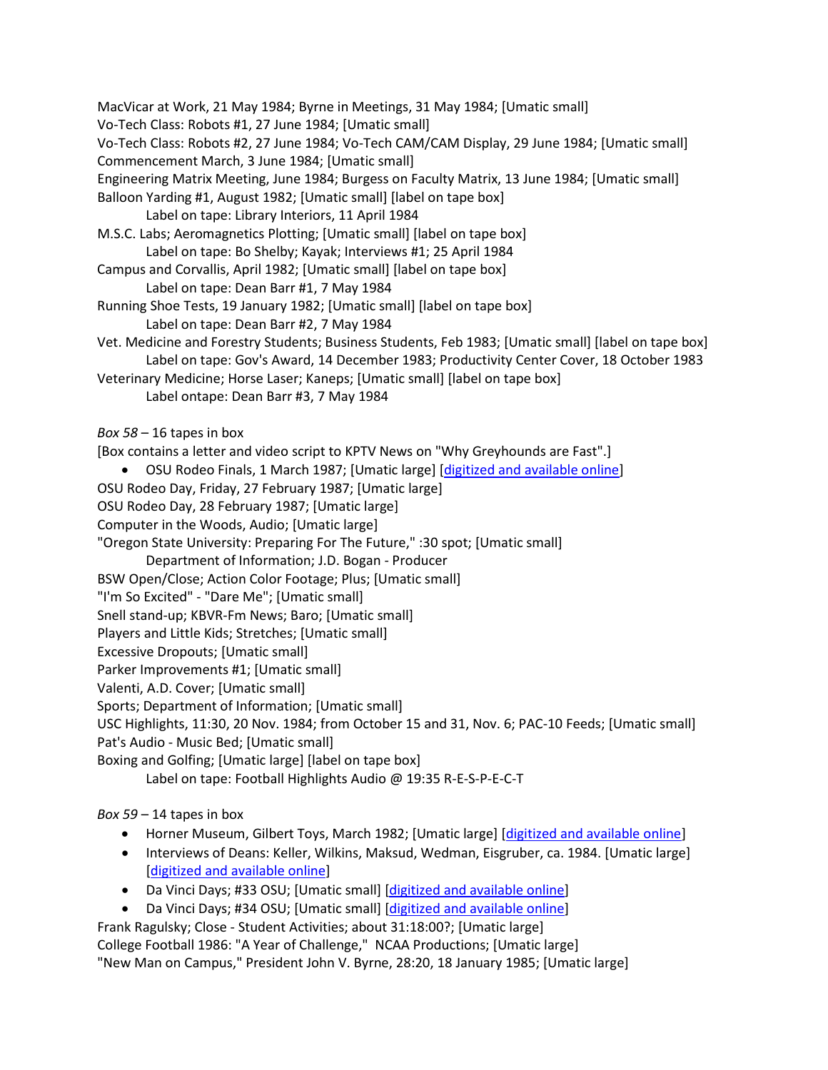MacVicar at Work, 21 May 1984; Byrne in Meetings, 31 May 1984; [Umatic small]
Vo-Tech Class: Robots #1, 27 June 1984; [Umatic small]
Vo-Tech Class: Robots #2, 27 June 1984; Vo-Tech CAM/CAM Display, 29 June 1984; [Umatic small]
Commencement March, 3 June 1984; [Umatic small]
Engineering Matrix Meeting, June 1984; Burgess on Faculty Matrix, 13 June 1984; [Umatic small]
Balloon Yarding #1, August 1982; [Umatic small] [label on tape box]

Label on tape: Library Interiors, 11 April 1984

M.S.C. Labs; Aeromagnetics Plotting; [Umatic small] [label on tape box]

Label on tape: Bo Shelby; Kayak; Interviews #1; 25 April 1984

Campus and Corvallis, April 1982; [Umatic small] [label on tape box]

Label on tape: Dean Barr #1, 7 May 1984

Running Shoe Tests, 19 January 1982; [Umatic small] [label on tape box]

Label on tape: Dean Barr #2, 7 May 1984

Vet. Medicine and Forestry Students; Business Students, Feb 1983; [Umatic small] [label on tape box]

Label on tape: Gov's Award, 14 December 1983; Productivity Center Cover, 18 October 1983

Veterinary Medicine; Horse Laser; Kaneps; [Umatic small] [label on tape box]

Label ontape: Dean Barr #3, 7 May 1984

*Box 58* – 16 tapes in box

[Box contains a letter and video script to KPTV News on "Why Greyhounds are Fast".]

- OSU Rodeo Finals, 1 March 1987; [Umatic large] [digitized and available online]

OSU Rodeo Day, Friday, 27 February 1987; [Umatic large]
OSU Rodeo Day, 28 February 1987; [Umatic large]
Computer in the Woods, Audio; [Umatic large]
"Oregon State University: Preparing For The Future," :30 spot; [Umatic small]

Department of Information; J.D. Bogan - Producer

BSW Open/Close; Action Color Footage; Plus; [Umatic small]
"I'm So Excited" - "Dare Me"; [Umatic small]
Snell stand-up; KBVR-Fm News; Baro; [Umatic small]
Players and Little Kids; Stretches; [Umatic small]
Excessive Dropouts; [Umatic small]
Parker Improvements #1; [Umatic small]
Valenti, A.D. Cover; [Umatic small]
Sports; Department of Information; [Umatic small]
USC Highlights, 11:30, 20 Nov. 1984; from October 15 and 31, Nov. 6; PAC-10 Feeds; [Umatic small]
Pat's Audio - Music Bed; [Umatic small]
Boxing and Golfing; [Umatic large] [label on tape box]

Label on tape: Football Highlights Audio @ 19:35 R-E-S-P-E-C-T

*Box 59* – 14 tapes in box

- Horner Museum, Gilbert Toys, March 1982; [Umatic large] [digitized and available online]
- Interviews of Deans: Keller, Wilkins, Maksud, Wedman, Eisgruber, ca. 1984. [Umatic large] [digitized and available online]
- Da Vinci Days; #33 OSU; [Umatic small] [digitized and available online]
- Da Vinci Days; #34 OSU; [Umatic small] [digitized and available online]

Frank Ragulsky; Close - Student Activities; about 31:18:00?; [Umatic large]
College Football 1986: "A Year of Challenge," NCAA Productions; [Umatic large]
"New Man on Campus," President John V. Byrne, 28:20, 18 January 1985; [Umatic large]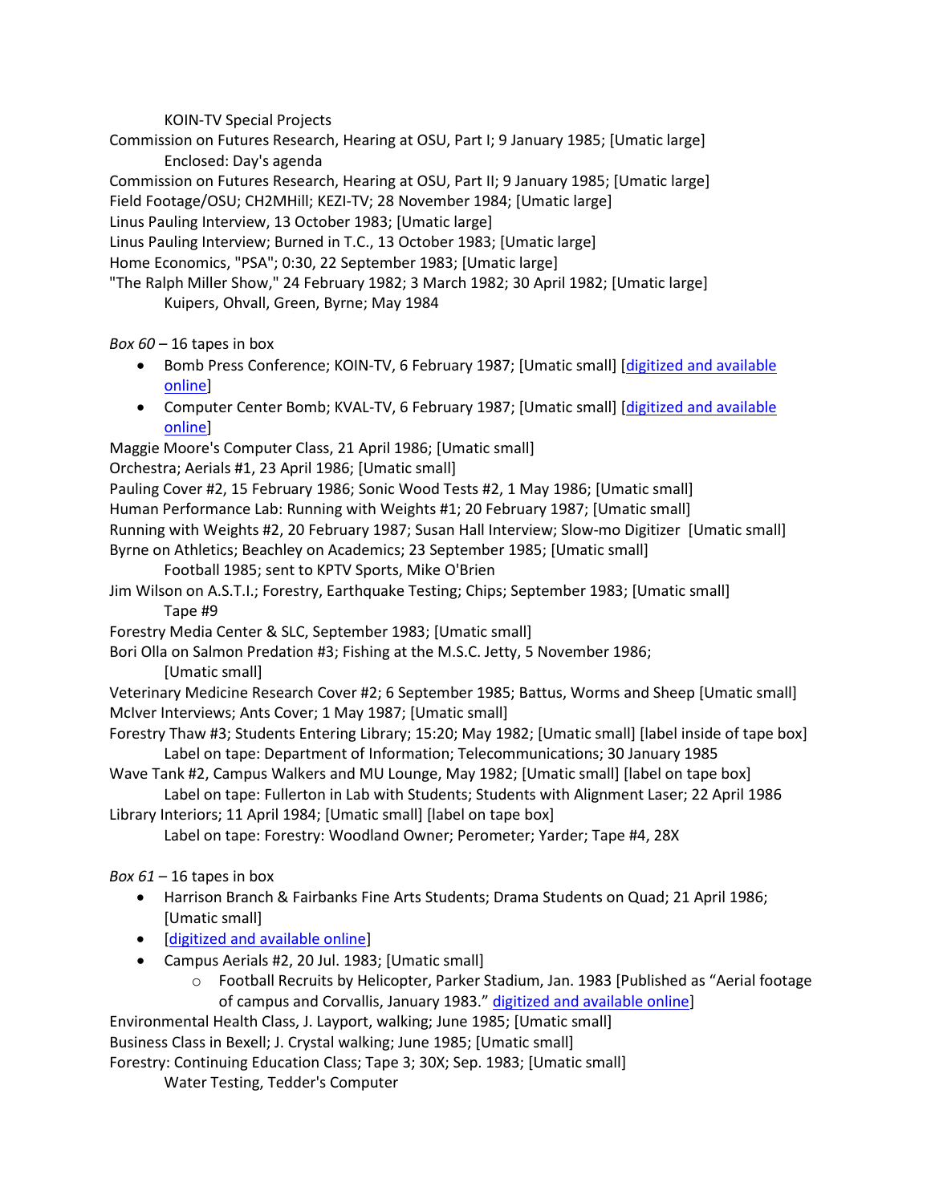KOIN-TV Special Projects

Commission on Futures Research, Hearing at OSU, Part I; 9 January 1985; [Umatic large]

Enclosed: Day's agenda

Commission on Futures Research, Hearing at OSU, Part II; 9 January 1985; [Umatic large]

Field Footage/OSU; CH2MHill; KEZI-TV; 28 November 1984; [Umatic large]

Linus Pauling Interview, 13 October 1983; [Umatic large]

Linus Pauling Interview; Burned in T.C., 13 October 1983; [Umatic large]

Home Economics, "PSA"; 0:30, 22 September 1983; [Umatic large]

"The Ralph Miller Show," 24 February 1982; 3 March 1982; 30 April 1982; [Umatic large]

Kuipers, Ohvall, Green, Byrne; May 1984

*Box 60* – 16 tapes in box

- Bomb Press Conference; KOIN-TV, 6 February 1987; [Umatic small] [digitized and available online]
- Computer Center Bomb; KVAL-TV, 6 February 1987; [Umatic small] [digitized and available online]

Maggie Moore's Computer Class, 21 April 1986; [Umatic small]

Orchestra; Aerials #1, 23 April 1986; [Umatic small]

Pauling Cover #2, 15 February 1986; Sonic Wood Tests #2, 1 May 1986; [Umatic small]

Human Performance Lab: Running with Weights #1; 20 February 1987; [Umatic small]

Running with Weights #2, 20 February 1987; Susan Hall Interview; Slow-mo Digitizer [Umatic small]

Byrne on Athletics; Beachley on Academics; 23 September 1985; [Umatic small]

Football 1985; sent to KPTV Sports, Mike O'Brien

Jim Wilson on A.S.T.I.; Forestry, Earthquake Testing; Chips; September 1983; [Umatic small]

Tape #9

Forestry Media Center & SLC, September 1983; [Umatic small]

Bori Olla on Salmon Predation #3; Fishing at the M.S.C. Jetty, 5 November 1986;

[Umatic small]

Veterinary Medicine Research Cover #2; 6 September 1985; Battus, Worms and Sheep [Umatic small]

McIver Interviews; Ants Cover; 1 May 1987; [Umatic small]

Forestry Thaw #3; Students Entering Library; 15:20; May 1982; [Umatic small] [label inside of tape box]

Label on tape: Department of Information; Telecommunications; 30 January 1985

Wave Tank #2, Campus Walkers and MU Lounge, May 1982; [Umatic small] [label on tape box]

Label on tape: Fullerton in Lab with Students; Students with Alignment Laser; 22 April 1986

Library Interiors; 11 April 1984; [Umatic small] [label on tape box]

Label on tape: Forestry: Woodland Owner; Perometer; Yarder; Tape #4, 28X

*Box 61* – 16 tapes in box

- Harrison Branch & Fairbanks Fine Arts Students; Drama Students on Quad; 21 April 1986; [Umatic small]
- [digitized and available online]
- Campus Aerials #2, 20 Jul. 1983; [Umatic small]
    - Football Recruits by Helicopter, Parker Stadium, Jan. 1983 [Published as "Aerial footage of campus and Corvallis, January 1983." digitized and available online]

Environmental Health Class, J. Layport, walking; June 1985; [Umatic small]

Business Class in Bexell; J. Crystal walking; June 1985; [Umatic small]

Forestry: Continuing Education Class; Tape 3; 30X; Sep. 1983; [Umatic small]

Water Testing, Tedder's Computer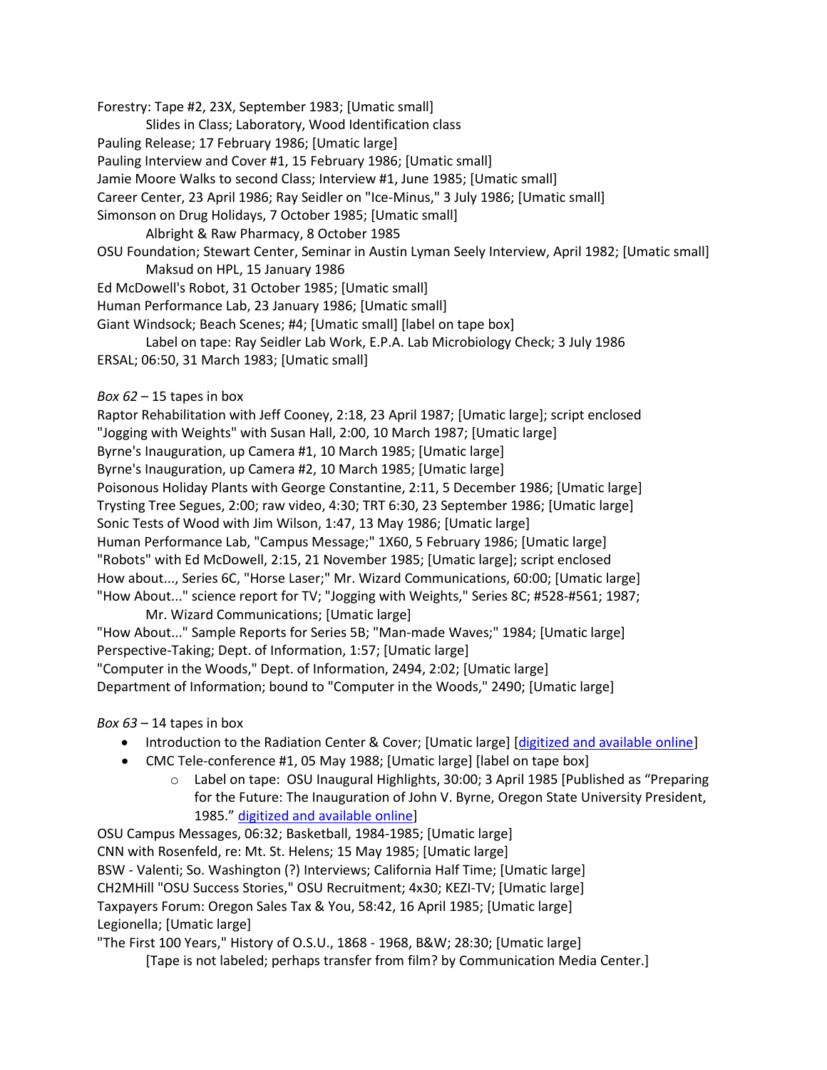Forestry: Tape #2, 23X, September 1983; [Umatic small]

Slides in Class; Laboratory, Wood Identification class

Pauling Release; 17 February 1986; [Umatic large]

Pauling Interview and Cover #1, 15 February 1986; [Umatic small]

Jamie Moore Walks to second Class; Interview #1, June 1985; [Umatic small]

Career Center, 23 April 1986; Ray Seidler on "Ice-Minus," 3 July 1986; [Umatic small]

Simonson on Drug Holidays, 7 October 1985; [Umatic small]

Albright & Raw Pharmacy, 8 October 1985

OSU Foundation; Stewart Center, Seminar in Austin Lyman Seely Interview, April 1982; [Umatic small]

Maksud on HPL, 15 January 1986

Ed McDowell's Robot, 31 October 1985; [Umatic small]

Human Performance Lab, 23 January 1986; [Umatic small]

Giant Windsock; Beach Scenes; #4; [Umatic small] [label on tape box]

Label on tape: Ray Seidler Lab Work, E.P.A. Lab Microbiology Check; 3 July 1986

ERSAL; 06:50, 31 March 1983; [Umatic small]

*Box 62* – 15 tapes in box

Raptor Rehabilitation with Jeff Cooney, 2:18, 23 April 1987; [Umatic large]; script enclosed

"Jogging with Weights" with Susan Hall, 2:00, 10 March 1987; [Umatic large]

Byrne's Inauguration, up Camera #1, 10 March 1985; [Umatic large]

Byrne's Inauguration, up Camera #2, 10 March 1985; [Umatic large]

Poisonous Holiday Plants with George Constantine, 2:11, 5 December 1986; [Umatic large]

Trysting Tree Segues, 2:00; raw video, 4:30; TRT 6:30, 23 September 1986; [Umatic large]

Sonic Tests of Wood with Jim Wilson, 1:47, 13 May 1986; [Umatic large]

Human Performance Lab, "Campus Message;" 1X60, 5 February 1986; [Umatic large]

"Robots" with Ed McDowell, 2:15, 21 November 1985; [Umatic large]; script enclosed

How about..., Series 6C, "Horse Laser;" Mr. Wizard Communications, 60:00; [Umatic large]

"How About..." science report for TV; "Jogging with Weights," Series 8C; #528-#561; 1987; Mr. Wizard Communications; [Umatic large]

"How About..." Sample Reports for Series 5B; "Man-made Waves;" 1984; [Umatic large]

Perspective-Taking; Dept. of Information, 1:57; [Umatic large]

"Computer in the Woods," Dept. of Information, 2494, 2:02; [Umatic large]

Department of Information; bound to "Computer in the Woods," 2490; [Umatic large]

*Box 63* – 14 tapes in box

- Introduction to the Radiation Center & Cover; [Umatic large] [digitized and available online]
- CMC Tele-conference #1, 05 May 1988; [Umatic large] [label on tape box]
  - Label on tape: OSU Inaugural Highlights, 30:00; 3 April 1985 [Published as "Preparing for the Future: The Inauguration of John V. Byrne, Oregon State University President, 1985." digitized and available online]

OSU Campus Messages, 06:32; Basketball, 1984-1985; [Umatic large]

CNN with Rosenfeld, re: Mt. St. Helens; 15 May 1985; [Umatic large]

BSW - Valenti; So. Washington (?) Interviews; California Half Time; [Umatic large]

CH2MHill "OSU Success Stories," OSU Recruitment; 4x30; KEZI-TV; [Umatic large]

Taxpayers Forum: Oregon Sales Tax & You, 58:42, 16 April 1985; [Umatic large]

Legionella; [Umatic large]

"The First 100 Years," History of O.S.U., 1868 - 1968, B&W; 28:30; [Umatic large]

[Tape is not labeled; perhaps transfer from film? by Communication Media Center.]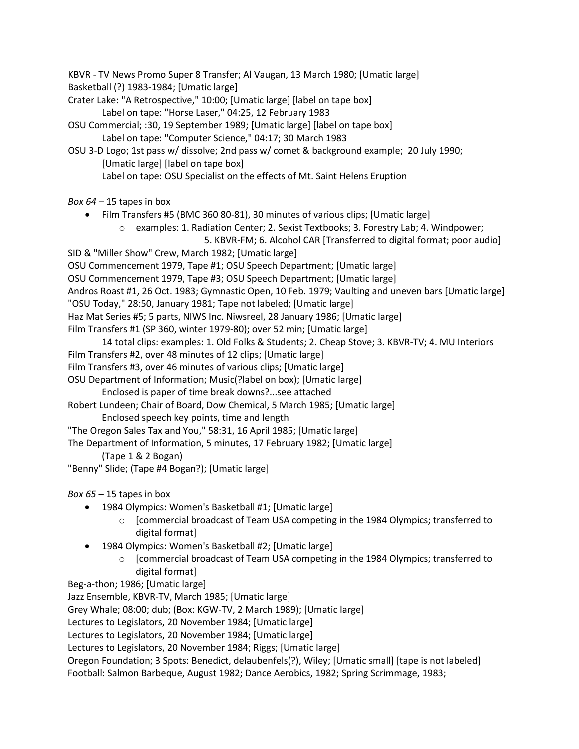KBVR - TV News Promo Super 8 Transfer; Al Vaugan, 13 March 1980; [Umatic large]
Basketball (?) 1983-1984; [Umatic large]
Crater Lake: "A Retrospective," 10:00; [Umatic large] [label on tape box]
    Label on tape: "Horse Laser," 04:25, 12 February 1983
OSU Commercial; :30, 19 September 1989; [Umatic large] [label on tape box]
    Label on tape: "Computer Science," 04:17; 30 March 1983
OSU 3-D Logo; 1st pass w/ dissolve; 2nd pass w/ comet & background example; 20 July 1990; [Umatic large] [label on tape box]
    Label on tape: OSU Specialist on the effects of Mt. Saint Helens Eruption

*Box 64* – 15 tapes in box

- Film Transfers #5 (BMC 360 80-81), 30 minutes of various clips; [Umatic large]
    - examples: 1. Radiation Center; 2. Sexist Textbooks; 3. Forestry Lab; 4. Windpower; 5. KBVR-FM; 6. Alcohol CAR [Transferred to digital format; poor audio]

SID & "Miller Show" Crew, March 1982; [Umatic large]
OSU Commencement 1979, Tape #1; OSU Speech Department; [Umatic large]
OSU Commencement 1979, Tape #3; OSU Speech Department; [Umatic large]
Andros Roast #1, 26 Oct. 1983; Gymnastic Open, 10 Feb. 1979; Vaulting and uneven bars [Umatic large]
"OSU Today," 28:50, January 1981; Tape not labeled; [Umatic large]
Haz Mat Series #5; 5 parts, NIWS Inc. Niwsreel, 28 January 1986; [Umatic large]
Film Transfers #1 (SP 360, winter 1979-80); over 52 min; [Umatic large]
    14 total clips: examples: 1. Old Folks & Students; 2. Cheap Stove; 3. KBVR-TV; 4. MU Interiors
Film Transfers #2, over 48 minutes of 12 clips; [Umatic large]
Film Transfers #3, over 46 minutes of various clips; [Umatic large]
OSU Department of Information; Music(?label on box); [Umatic large]
    Enclosed is paper of time break downs?...see attached
Robert Lundeen; Chair of Board, Dow Chemical, 5 March 1985; [Umatic large]
    Enclosed speech key points, time and length
"The Oregon Sales Tax and You," 58:31, 16 April 1985; [Umatic large]
The Department of Information, 5 minutes, 17 February 1982; [Umatic large]
    (Tape 1 & 2 Bogan)
"Benny" Slide; (Tape #4 Bogan?); [Umatic large]

*Box 65* – 15 tapes in box

- 1984 Olympics: Women's Basketball #1; [Umatic large]
    - [commercial broadcast of Team USA competing in the 1984 Olympics; transferred to digital format]
- 1984 Olympics: Women's Basketball #2; [Umatic large]
    - [commercial broadcast of Team USA competing in the 1984 Olympics; transferred to digital format]

Beg-a-thon; 1986; [Umatic large]
Jazz Ensemble, KBVR-TV, March 1985; [Umatic large]
Grey Whale; 08:00; dub; (Box: KGW-TV, 2 March 1989); [Umatic large]
Lectures to Legislators, 20 November 1984; [Umatic large]
Lectures to Legislators, 20 November 1984; [Umatic large]
Lectures to Legislators, 20 November 1984; Riggs; [Umatic large]
Oregon Foundation; 3 Spots: Benedict, delaubenfels(?), Wiley; [Umatic small] [tape is not labeled]
Football: Salmon Barbeque, August 1982; Dance Aerobics, 1982; Spring Scrimmage, 1983;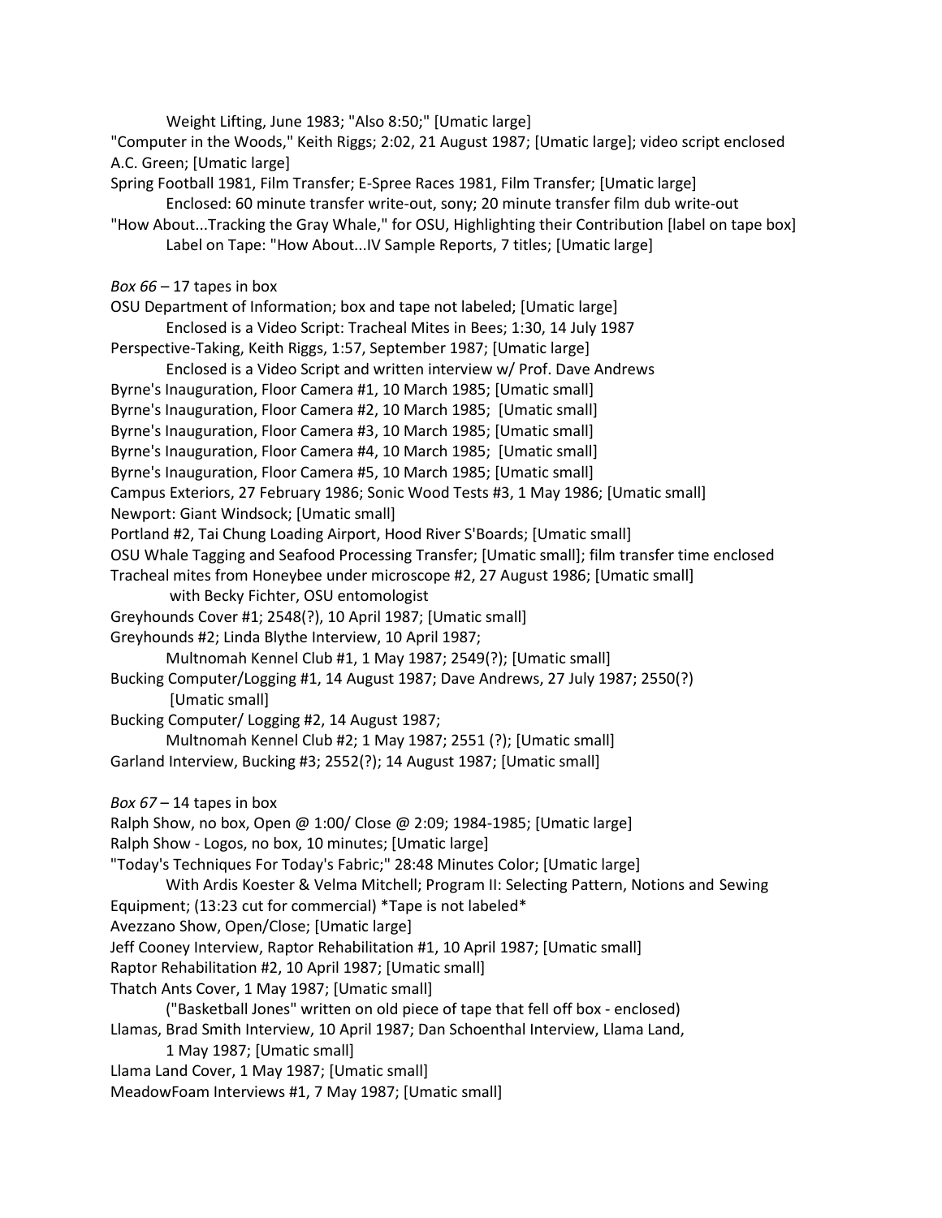Weight Lifting, June 1983; "Also 8:50;" [Umatic large]

"Computer in the Woods," Keith Riggs; 2:02, 21 August 1987; [Umatic large]; video script enclosed

A.C. Green; [Umatic large]

Spring Football 1981, Film Transfer; E-Spree Races 1981, Film Transfer; [Umatic large]

Enclosed: 60 minute transfer write-out, sony; 20 minute transfer film dub write-out

"How About...Tracking the Gray Whale," for OSU, Highlighting their Contribution [label on tape box]

Label on Tape: "How About...IV Sample Reports, 7 titles; [Umatic large]

*Box 66* – 17 tapes in box

OSU Department of Information; box and tape not labeled; [Umatic large]

Enclosed is a Video Script: Tracheal Mites in Bees; 1:30, 14 July 1987

Perspective-Taking, Keith Riggs, 1:57, September 1987; [Umatic large]

Enclosed is a Video Script and written interview w/ Prof. Dave Andrews

Byrne's Inauguration, Floor Camera #1, 10 March 1985; [Umatic small]

Byrne's Inauguration, Floor Camera #2, 10 March 1985; [Umatic small]

Byrne's Inauguration, Floor Camera #3, 10 March 1985; [Umatic small]

Byrne's Inauguration, Floor Camera #4, 10 March 1985; [Umatic small]

Byrne's Inauguration, Floor Camera #5, 10 March 1985; [Umatic small]

Campus Exteriors, 27 February 1986; Sonic Wood Tests #3, 1 May 1986; [Umatic small]

Newport: Giant Windsock; [Umatic small]

Portland #2, Tai Chung Loading Airport, Hood River S'Boards; [Umatic small]

OSU Whale Tagging and Seafood Processing Transfer; [Umatic small]; film transfer time enclosed

Tracheal mites from Honeybee under microscope #2, 27 August 1986; [Umatic small]

with Becky Fichter, OSU entomologist

Greyhounds Cover #1; 2548(?), 10 April 1987; [Umatic small]

Greyhounds #2; Linda Blythe Interview, 10 April 1987;

Multnomah Kennel Club #1, 1 May 1987; 2549(?); [Umatic small]

Bucking Computer/Logging #1, 14 August 1987; Dave Andrews, 27 July 1987; 2550(?) [Umatic small]

Bucking Computer/ Logging #2, 14 August 1987;

Multnomah Kennel Club #2; 1 May 1987; 2551 (?); [Umatic small]

Garland Interview, Bucking #3; 2552(?); 14 August 1987; [Umatic small]

*Box 67* – 14 tapes in box

Ralph Show, no box, Open @ 1:00/ Close @ 2:09; 1984-1985; [Umatic large]

Ralph Show - Logos, no box, 10 minutes; [Umatic large]

"Today's Techniques For Today's Fabric;" 28:48 Minutes Color; [Umatic large]

With Ardis Koester & Velma Mitchell; Program II: Selecting Pattern, Notions and Sewing Equipment; (13:23 cut for commercial) *Tape is not labeled*

Avezzano Show, Open/Close; [Umatic large]

Jeff Cooney Interview, Raptor Rehabilitation #1, 10 April 1987; [Umatic small]

Raptor Rehabilitation #2, 10 April 1987; [Umatic small]

Thatch Ants Cover, 1 May 1987; [Umatic small]

("Basketball Jones" written on old piece of tape that fell off box - enclosed)

Llamas, Brad Smith Interview, 10 April 1987; Dan Schoenthal Interview, Llama Land, 1 May 1987; [Umatic small]

Llama Land Cover, 1 May 1987; [Umatic small]

MeadowFoam Interviews #1, 7 May 1987; [Umatic small]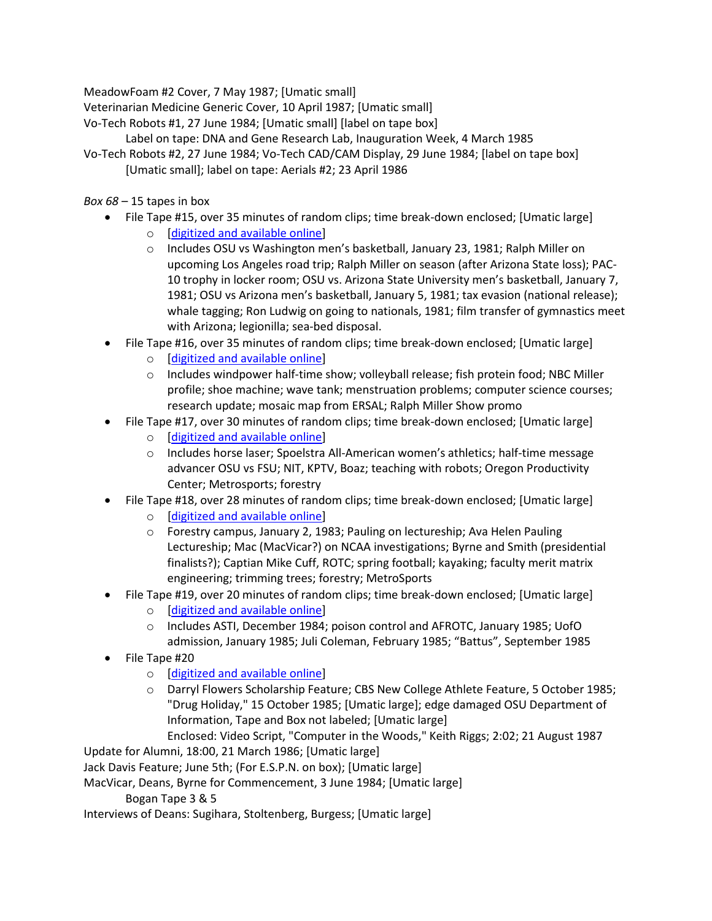MeadowFoam #2 Cover, 7 May 1987; [Umatic small]
Veterinarian Medicine Generic Cover, 10 April 1987; [Umatic small]
Vo-Tech Robots #1, 27 June 1984; [Umatic small] [label on tape box]
    Label on tape: DNA and Gene Research Lab, Inauguration Week, 4 March 1985
Vo-Tech Robots #2, 27 June 1984; Vo-Tech CAD/CAM Display, 29 June 1984; [label on tape box]
    [Umatic small]; label on tape: Aerials #2; 23 April 1986

*Box 68* – 15 tapes in box

- File Tape #15, over 35 minutes of random clips; time break-down enclosed; [Umatic large]
  - [digitized and available online]
  - Includes OSU vs Washington men's basketball, January 23, 1981; Ralph Miller on upcoming Los Angeles road trip; Ralph Miller on season (after Arizona State loss); PAC-10 trophy in locker room; OSU vs. Arizona State University men's basketball, January 7, 1981; OSU vs Arizona men's basketball, January 5, 1981; tax evasion (national release); whale tagging; Ron Ludwig on going to nationals, 1981; film transfer of gymnastics meet with Arizona; legionilla; sea-bed disposal.
- File Tape #16, over 35 minutes of random clips; time break-down enclosed; [Umatic large]
  - [digitized and available online]
  - Includes windpower half-time show; volleyball release; fish protein food; NBC Miller profile; shoe machine; wave tank; menstruation problems; computer science courses; research update; mosaic map from ERSAL; Ralph Miller Show promo
- File Tape #17, over 30 minutes of random clips; time break-down enclosed; [Umatic large]
  - [digitized and available online]
  - Includes horse laser; Spoelstra All-American women's athletics; half-time message advancer OSU vs FSU; NIT, KPTV, Boaz; teaching with robots; Oregon Productivity Center; Metrosports; forestry
- File Tape #18, over 28 minutes of random clips; time break-down enclosed; [Umatic large]
  - [digitized and available online]
  - Forestry campus, January 2, 1983; Pauling on lectureship; Ava Helen Pauling Lectureship; Mac (MacVicar?) on NCAA investigations; Byrne and Smith (presidential finalists?); Captian Mike Cuff, ROTC; spring football; kayaking; faculty merit matrix engineering; trimming trees; forestry; MetroSports
- File Tape #19, over 20 minutes of random clips; time break-down enclosed; [Umatic large]
  - [digitized and available online]
  - Includes ASTI, December 1984; poison control and AFROTC, January 1985; UofO admission, January 1985; Juli Coleman, February 1985; "Battus", September 1985
- File Tape #20
  - [digitized and available online]
  - Darryl Flowers Scholarship Feature; CBS New College Athlete Feature, 5 October 1985; "Drug Holiday," 15 October 1985; [Umatic large]; edge damaged OSU Department of Information, Tape and Box not labeled; [Umatic large]
    Enclosed: Video Script, "Computer in the Woods," Keith Riggs; 2:02; 21 August 1987

Update for Alumni, 18:00, 21 March 1986; [Umatic large]
Jack Davis Feature; June 5th; (For E.S.P.N. on box); [Umatic large]
MacVicar, Deans, Byrne for Commencement, 3 June 1984; [Umatic large]
    Bogan Tape 3 & 5
Interviews of Deans: Sugihara, Stoltenberg, Burgess; [Umatic large]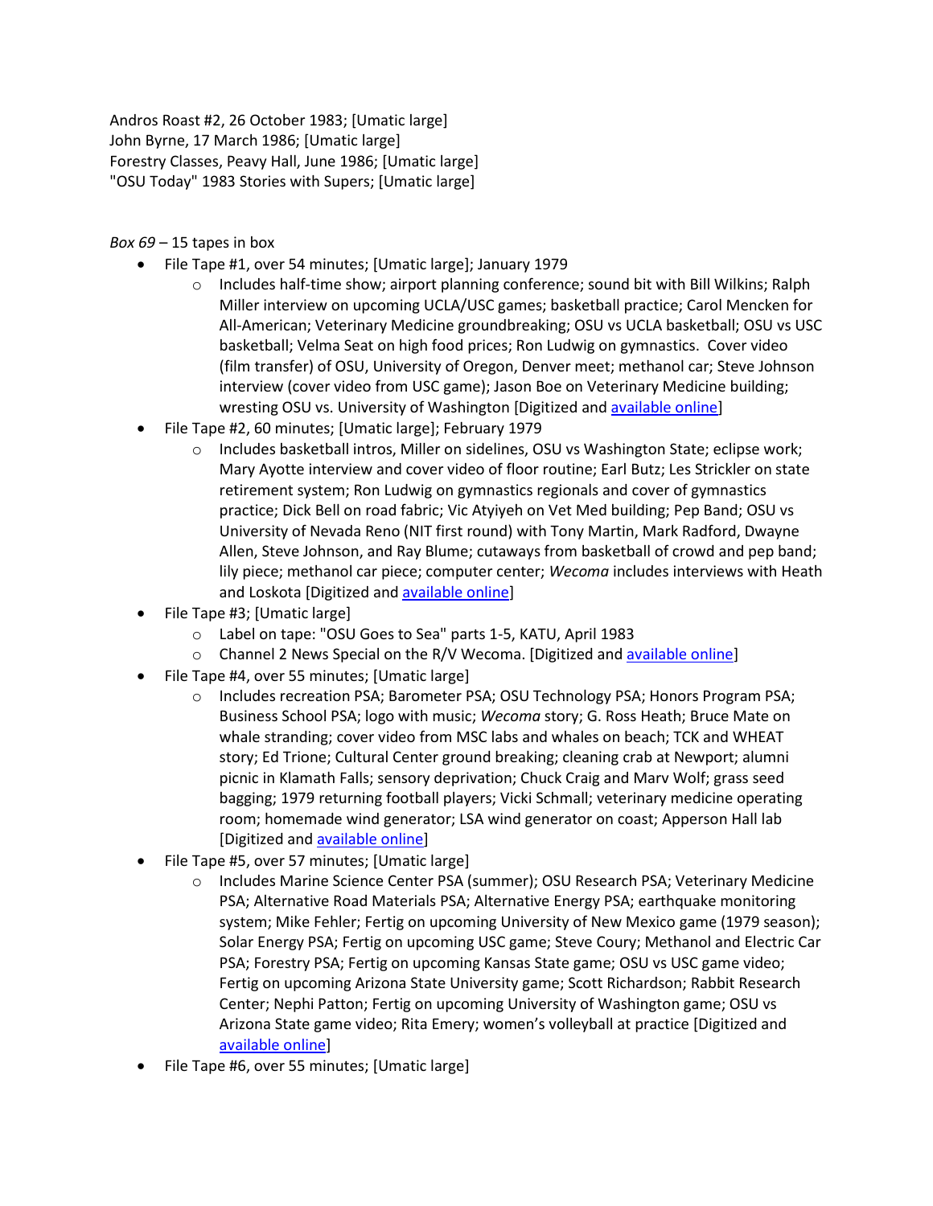Andros Roast #2, 26 October 1983; [Umatic large]
John Byrne, 17 March 1986; [Umatic large]
Forestry Classes, Peavy Hall, June 1986; [Umatic large]
"OSU Today" 1983 Stories with Supers; [Umatic large]

*Box 69* – 15 tapes in box

- File Tape #1, over 54 minutes; [Umatic large]; January 1979
    - Includes half-time show; airport planning conference; sound bit with Bill Wilkins; Ralph Miller interview on upcoming UCLA/USC games; basketball practice; Carol Mencken for All-American; Veterinary Medicine groundbreaking; OSU vs UCLA basketball; OSU vs USC basketball; Velma Seat on high food prices; Ron Ludwig on gymnastics. Cover video (film transfer) of OSU, University of Oregon, Denver meet; methanol car; Steve Johnson interview (cover video from USC game); Jason Boe on Veterinary Medicine building; wresting OSU vs. University of Washington [Digitized and available online]
- File Tape #2, 60 minutes; [Umatic large]; February 1979
    - Includes basketball intros, Miller on sidelines, OSU vs Washington State; eclipse work; Mary Ayotte interview and cover video of floor routine; Earl Butz; Les Strickler on state retirement system; Ron Ludwig on gymnastics regionals and cover of gymnastics practice; Dick Bell on road fabric; Vic Atyiyeh on Vet Med building; Pep Band; OSU vs University of Nevada Reno (NIT first round) with Tony Martin, Mark Radford, Dwayne Allen, Steve Johnson, and Ray Blume; cutaways from basketball of crowd and pep band; lily piece; methanol car piece; computer center; *Wecoma* includes interviews with Heath and Loskota [Digitized and available online]
- File Tape #3; [Umatic large]
    - Label on tape: "OSU Goes to Sea" parts 1-5, KATU, April 1983
    - Channel 2 News Special on the R/V Wecoma. [Digitized and available online]
- File Tape #4, over 55 minutes; [Umatic large]
    - Includes recreation PSA; Barometer PSA; OSU Technology PSA; Honors Program PSA; Business School PSA; logo with music; *Wecoma* story; G. Ross Heath; Bruce Mate on whale stranding; cover video from MSC labs and whales on beach; TCK and WHEAT story; Ed Trione; Cultural Center ground breaking; cleaning crab at Newport; alumni picnic in Klamath Falls; sensory deprivation; Chuck Craig and Marv Wolf; grass seed bagging; 1979 returning football players; Vicki Schmall; veterinary medicine operating room; homemade wind generator; LSA wind generator on coast; Apperson Hall lab [Digitized and available online]
- File Tape #5, over 57 minutes; [Umatic large]
    - Includes Marine Science Center PSA (summer); OSU Research PSA; Veterinary Medicine PSA; Alternative Road Materials PSA; Alternative Energy PSA; earthquake monitoring system; Mike Fehler; Fertig on upcoming University of New Mexico game (1979 season); Solar Energy PSA; Fertig on upcoming USC game; Steve Coury; Methanol and Electric Car PSA; Forestry PSA; Fertig on upcoming Kansas State game; OSU vs USC game video; Fertig on upcoming Arizona State University game; Scott Richardson; Rabbit Research Center; Nephi Patton; Fertig on upcoming University of Washington game; OSU vs Arizona State game video; Rita Emery; women's volleyball at practice [Digitized and available online]
- File Tape #6, over 55 minutes; [Umatic large]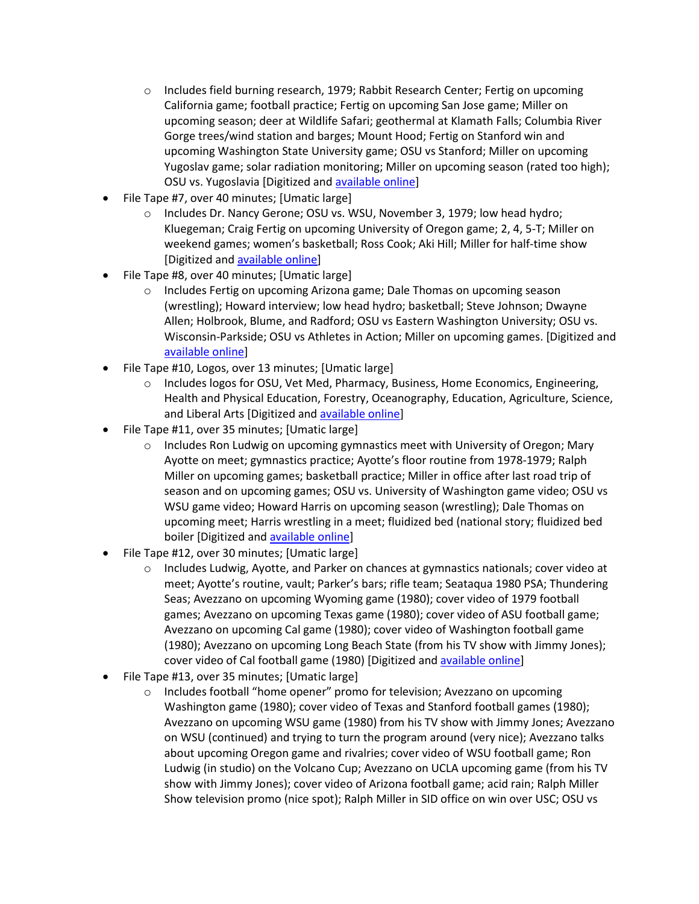- Includes field burning research, 1979; Rabbit Research Center; Fertig on upcoming California game; football practice; Fertig on upcoming San Jose game; Miller on upcoming season; deer at Wildlife Safari; geothermal at Klamath Falls; Columbia River Gorge trees/wind station and barges; Mount Hood; Fertig on Stanford win and upcoming Washington State University game; OSU vs Stanford; Miller on upcoming Yugoslav game; solar radiation monitoring; Miller on upcoming season (rated too high); OSU vs. Yugoslavia [Digitized and available online]
- File Tape #7, over 40 minutes; [Umatic large]
  - Includes Dr. Nancy Gerone; OSU vs. WSU, November 3, 1979; low head hydro; Kluegeman; Craig Fertig on upcoming University of Oregon game; 2, 4, 5-T; Miller on weekend games; women's basketball; Ross Cook; Aki Hill; Miller for half-time show [Digitized and available online]
- File Tape #8, over 40 minutes; [Umatic large]
  - Includes Fertig on upcoming Arizona game; Dale Thomas on upcoming season (wrestling); Howard interview; low head hydro; basketball; Steve Johnson; Dwayne Allen; Holbrook, Blume, and Radford; OSU vs Eastern Washington University; OSU vs. Wisconsin-Parkside; OSU vs Athletes in Action; Miller on upcoming games. [Digitized and available online]
- File Tape #10, Logos, over 13 minutes; [Umatic large]
  - Includes logos for OSU, Vet Med, Pharmacy, Business, Home Economics, Engineering, Health and Physical Education, Forestry, Oceanography, Education, Agriculture, Science, and Liberal Arts [Digitized and available online]
- File Tape #11, over 35 minutes; [Umatic large]
  - Includes Ron Ludwig on upcoming gymnastics meet with University of Oregon; Mary Ayotte on meet; gymnastics practice; Ayotte's floor routine from 1978-1979; Ralph Miller on upcoming games; basketball practice; Miller in office after last road trip of season and on upcoming games; OSU vs. University of Washington game video; OSU vs WSU game video; Howard Harris on upcoming season (wrestling); Dale Thomas on upcoming meet; Harris wrestling in a meet; fluidized bed (national story; fluidized bed boiler [Digitized and available online]
- File Tape #12, over 30 minutes; [Umatic large]
  - Includes Ludwig, Ayotte, and Parker on chances at gymnastics nationals; cover video at meet; Ayotte's routine, vault; Parker's bars; rifle team; Seataqua 1980 PSA; Thundering Seas; Avezzano on upcoming Wyoming game (1980); cover video of 1979 football games; Avezzano on upcoming Texas game (1980); cover video of ASU football game; Avezzano on upcoming Cal game (1980); cover video of Washington football game (1980); Avezzano on upcoming Long Beach State (from his TV show with Jimmy Jones); cover video of Cal football game (1980) [Digitized and available online]
- File Tape #13, over 35 minutes; [Umatic large]
  - Includes football "home opener" promo for television; Avezzano on upcoming Washington game (1980); cover video of Texas and Stanford football games (1980); Avezzano on upcoming WSU game (1980) from his TV show with Jimmy Jones; Avezzano on WSU (continued) and trying to turn the program around (very nice); Avezzano talks about upcoming Oregon game and rivalries; cover video of WSU football game; Ron Ludwig (in studio) on the Volcano Cup; Avezzano on UCLA upcoming game (from his TV show with Jimmy Jones); cover video of Arizona football game; acid rain; Ralph Miller Show television promo (nice spot); Ralph Miller in SID office on win over USC; OSU vs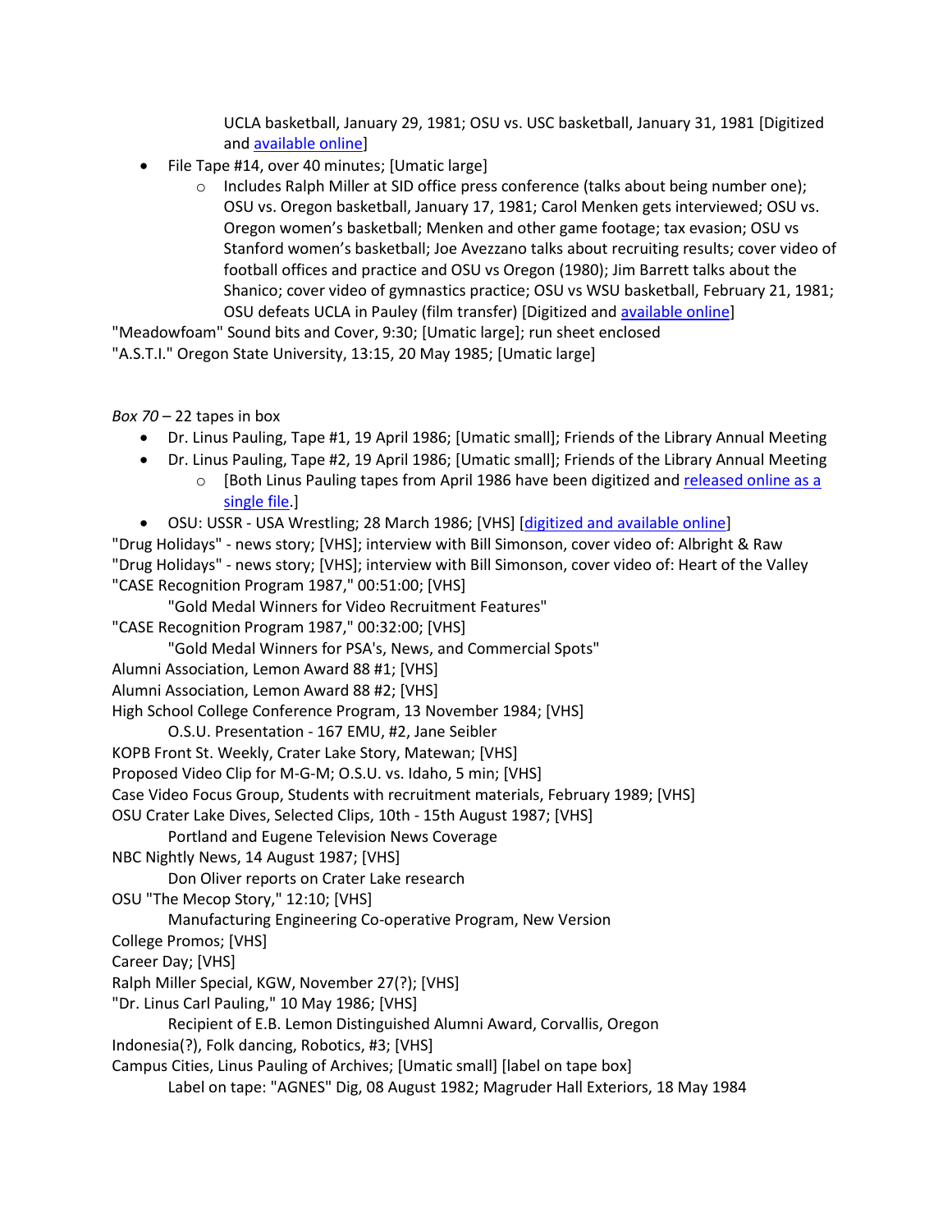UCLA basketball, January 29, 1981; OSU vs. USC basketball, January 31, 1981 [Digitized and available online]

- File Tape #14, over 40 minutes; [Umatic large]
    - Includes Ralph Miller at SID office press conference (talks about being number one); OSU vs. Oregon basketball, January 17, 1981; Carol Menken gets interviewed; OSU vs. Oregon women's basketball; Menken and other game footage; tax evasion; OSU vs Stanford women's basketball; Joe Avezzano talks about recruiting results; cover video of football offices and practice and OSU vs Oregon (1980); Jim Barrett talks about the Shanico; cover video of gymnastics practice; OSU vs WSU basketball, February 21, 1981; OSU defeats UCLA in Pauley (film transfer) [Digitized and available online]

"Meadowfoam" Sound bits and Cover, 9:30; [Umatic large]; run sheet enclosed
"A.S.T.I." Oregon State University, 13:15, 20 May 1985; [Umatic large]

*Box 70* – 22 tapes in box

- Dr. Linus Pauling, Tape #1, 19 April 1986; [Umatic small]; Friends of the Library Annual Meeting
- Dr. Linus Pauling, Tape #2, 19 April 1986; [Umatic small]; Friends of the Library Annual Meeting
    - [Both Linus Pauling tapes from April 1986 have been digitized and released online as a single file.]
- OSU: USSR - USA Wrestling; 28 March 1986; [VHS] [digitized and available online]

"Drug Holidays" - news story; [VHS]; interview with Bill Simonson, cover video of: Albright & Raw
"Drug Holidays" - news story; [VHS]; interview with Bill Simonson, cover video of: Heart of the Valley
"CASE Recognition Program 1987," 00:51:00; [VHS]
    "Gold Medal Winners for Video Recruitment Features"
"CASE Recognition Program 1987," 00:32:00; [VHS]
    "Gold Medal Winners for PSA's, News, and Commercial Spots"
Alumni Association, Lemon Award 88 #1; [VHS]
Alumni Association, Lemon Award 88 #2; [VHS]
High School College Conference Program, 13 November 1984; [VHS]
    O.S.U. Presentation - 167 EMU, #2, Jane Seibler
KOPB Front St. Weekly, Crater Lake Story, Matewan; [VHS]
Proposed Video Clip for M-G-M; O.S.U. vs. Idaho, 5 min; [VHS]
Case Video Focus Group, Students with recruitment materials, February 1989; [VHS]
OSU Crater Lake Dives, Selected Clips, 10th - 15th August 1987; [VHS]
    Portland and Eugene Television News Coverage
NBC Nightly News, 14 August 1987; [VHS]
    Don Oliver reports on Crater Lake research
OSU "The Mecop Story," 12:10; [VHS]
    Manufacturing Engineering Co-operative Program, New Version
College Promos; [VHS]
Career Day; [VHS]
Ralph Miller Special, KGW, November 27(?); [VHS]
"Dr. Linus Carl Pauling," 10 May 1986; [VHS]
    Recipient of E.B. Lemon Distinguished Alumni Award, Corvallis, Oregon
Indonesia(?), Folk dancing, Robotics, #3; [VHS]
Campus Cities, Linus Pauling of Archives; [Umatic small] [label on tape box]
    Label on tape: "AGNES" Dig, 08 August 1982; Magruder Hall Exteriors, 18 May 1984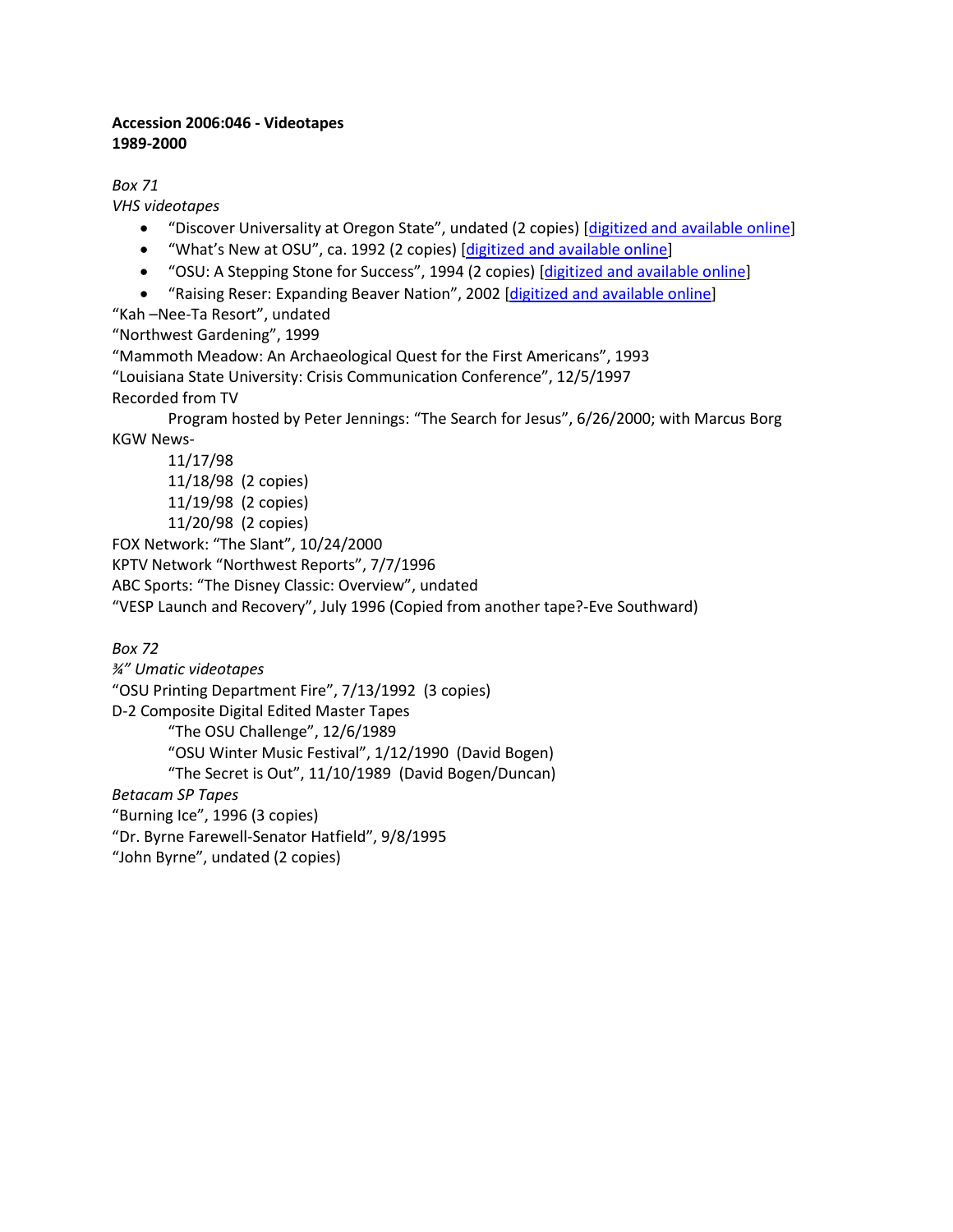**Accession 2006:046 - Videotapes**
**1989-2000**

*Box 71*
*VHS videotapes*

- "Discover Universality at Oregon State", undated (2 copies) [digitized and available online]
- "What's New at OSU", ca. 1992 (2 copies) [digitized and available online]
- "OSU: A Stepping Stone for Success", 1994 (2 copies) [digitized and available online]
- "Raising Reser: Expanding Beaver Nation", 2002 [digitized and available online]

"Kah –Nee-Ta Resort", undated
"Northwest Gardening", 1999
"Mammoth Meadow: An Archaeological Quest for the First Americans", 1993
"Louisiana State University: Crisis Communication Conference", 12/5/1997
Recorded from TV
  Program hosted by Peter Jennings: "The Search for Jesus", 6/26/2000; with Marcus Borg
KGW News-
  11/17/98
  11/18/98 (2 copies)
  11/19/98 (2 copies)
  11/20/98 (2 copies)
FOX Network: "The Slant", 10/24/2000
KPTV Network "Northwest Reports", 7/7/1996
ABC Sports: "The Disney Classic: Overview", undated
"VESP Launch and Recovery", July 1996 (Copied from another tape?-Eve Southward)

*Box 72*
*¾" Umatic videotapes*
"OSU Printing Department Fire", 7/13/1992 (3 copies)
D-2 Composite Digital Edited Master Tapes
  "The OSU Challenge", 12/6/1989
  "OSU Winter Music Festival", 1/12/1990 (David Bogen)
  "The Secret is Out", 11/10/1989 (David Bogen/Duncan)
*Betacam SP Tapes*
"Burning Ice", 1996 (3 copies)
"Dr. Byrne Farewell-Senator Hatfield", 9/8/1995
"John Byrne", undated (2 copies)